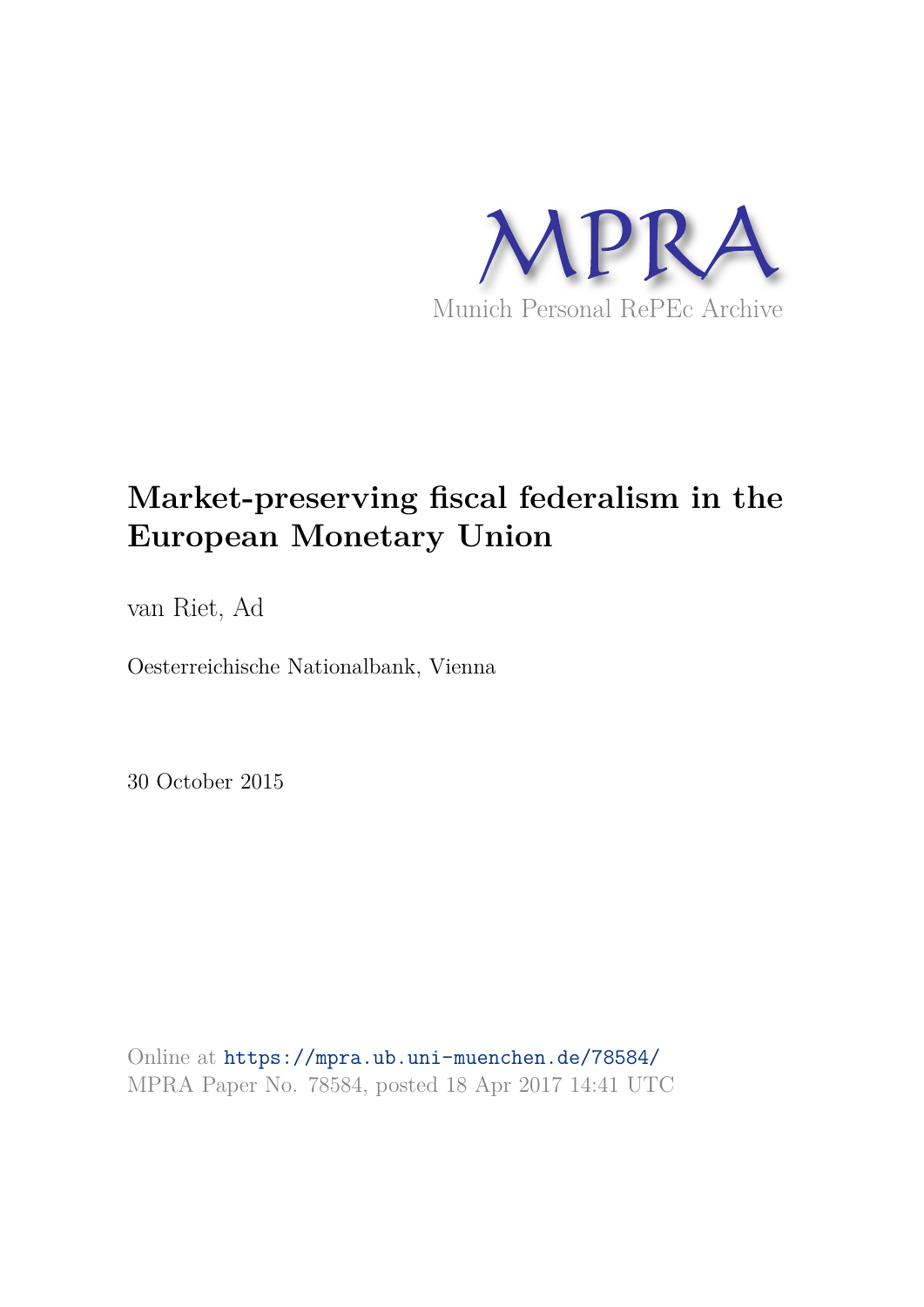MPRA

Munich Personal RePEc Archive

# Market-preserving fiscal federalism in the European Monetary Union

van Riet, Ad

Oesterreichische Nationalbank, Vienna

30 October 2015

Online at https://mpra.ub.uni-muenchen.de/78584/
MPRA Paper No. 78584, posted 18 Apr 2017 14:41 UTC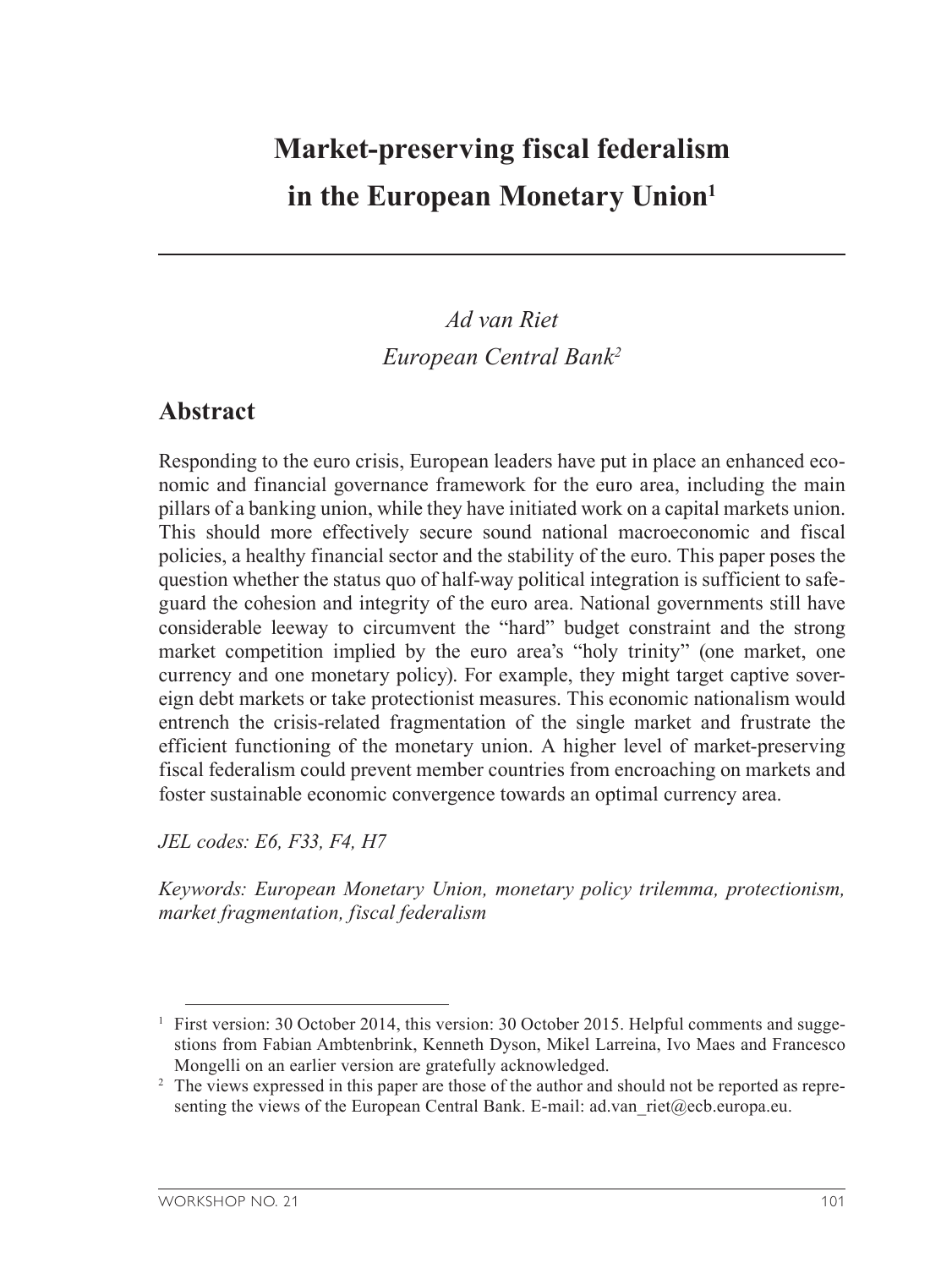# Market-preserving fiscal federalism in the European Monetary Union[1]

*Ad van Riet*
*European Central Bank[2]*

## Abstract

Responding to the euro crisis, European leaders have put in place an enhanced economic and financial governance framework for the euro area, including the main pillars of a banking union, while they have initiated work on a capital markets union. This should more effectively secure sound national macroeconomic and fiscal policies, a healthy financial sector and the stability of the euro. This paper poses the question whether the status quo of half-way political integration is sufficient to safeguard the cohesion and integrity of the euro area. National governments still have considerable leeway to circumvent the "hard" budget constraint and the strong market competition implied by the euro area's "holy trinity" (one market, one currency and one monetary policy). For example, they might target captive sovereign debt markets or take protectionist measures. This economic nationalism would entrench the crisis-related fragmentation of the single market and frustrate the efficient functioning of the monetary union. A higher level of market-preserving fiscal federalism could prevent member countries from encroaching on markets and foster sustainable economic convergence towards an optimal currency area.

*JEL codes: E6, F33, F4, H7*

*Keywords: European Monetary Union, monetary policy trilemma, protectionism, market fragmentation, fiscal federalism*

---

[1] First version: 30 October 2014, this version: 30 October 2015. Helpful comments and suggestions from Fabian Ambtenbrink, Kenneth Dyson, Mikel Larreina, Ivo Maes and Francesco Mongelli on an earlier version are gratefully acknowledged.

[2] The views expressed in this paper are those of the author and should not be reported as representing the views of the European Central Bank. E-mail: ad.van_riet@ecb.europa.eu.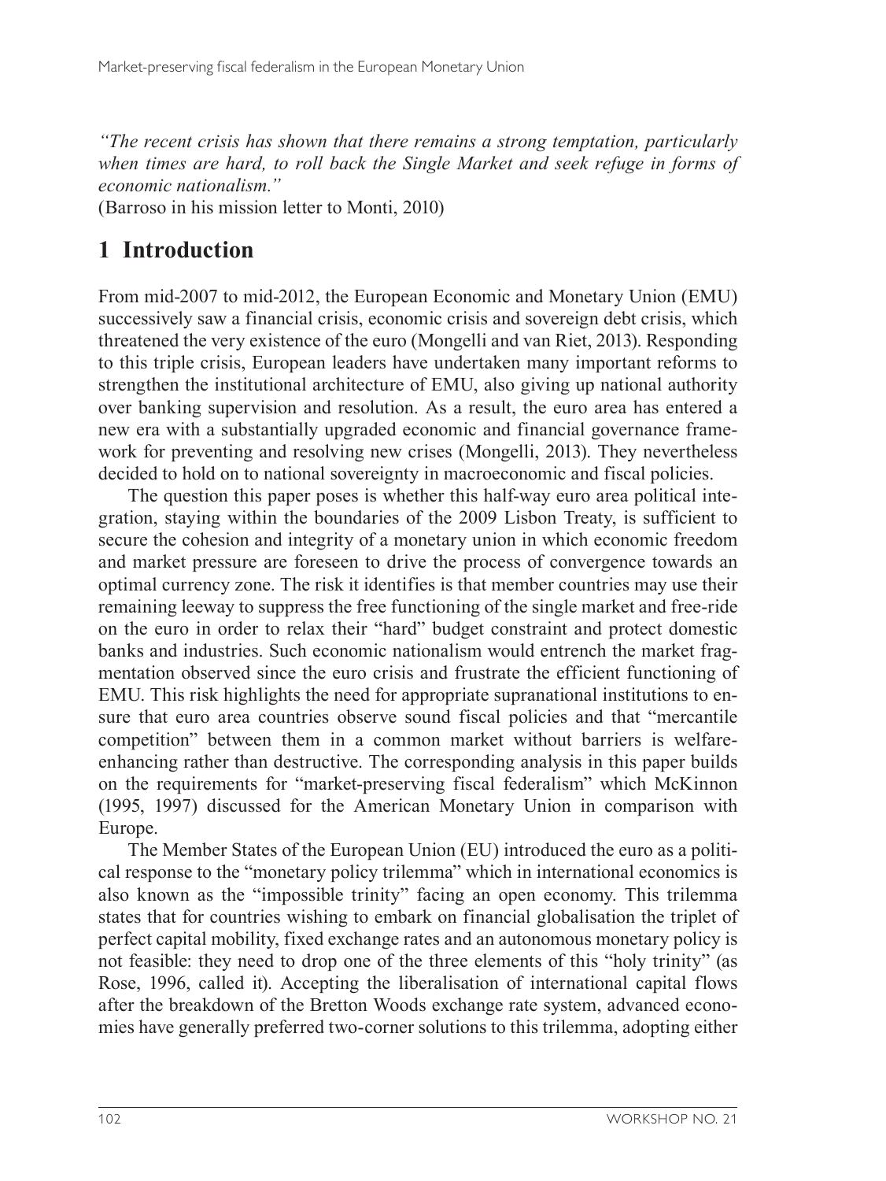*"The recent crisis has shown that there remains a strong temptation, particularly when times are hard, to roll back the Single Market and seek refuge in forms of economic nationalism."*
(Barroso in his mission letter to Monti, 2010)

# 1 Introduction

From mid-2007 to mid-2012, the European Economic and Monetary Union (EMU) successively saw a financial crisis, economic crisis and sovereign debt crisis, which threatened the very existence of the euro (Mongelli and van Riet, 2013). Responding to this triple crisis, European leaders have undertaken many important reforms to strengthen the institutional architecture of EMU, also giving up national authority over banking supervision and resolution. As a result, the euro area has entered a new era with a substantially upgraded economic and financial governance framework for preventing and resolving new crises (Mongelli, 2013). They nevertheless decided to hold on to national sovereignty in macroeconomic and fiscal policies.

The question this paper poses is whether this half-way euro area political integration, staying within the boundaries of the 2009 Lisbon Treaty, is sufficient to secure the cohesion and integrity of a monetary union in which economic freedom and market pressure are foreseen to drive the process of convergence towards an optimal currency zone. The risk it identifies is that member countries may use their remaining leeway to suppress the free functioning of the single market and free-ride on the euro in order to relax their "hard" budget constraint and protect domestic banks and industries. Such economic nationalism would entrench the market fragmentation observed since the euro crisis and frustrate the efficient functioning of EMU. This risk highlights the need for appropriate supranational institutions to ensure that euro area countries observe sound fiscal policies and that "mercantile competition" between them in a common market without barriers is welfare-enhancing rather than destructive. The corresponding analysis in this paper builds on the requirements for "market-preserving fiscal federalism" which McKinnon (1995, 1997) discussed for the American Monetary Union in comparison with Europe.

The Member States of the European Union (EU) introduced the euro as a political response to the "monetary policy trilemma" which in international economics is also known as the "impossible trinity" facing an open economy. This trilemma states that for countries wishing to embark on financial globalisation the triplet of perfect capital mobility, fixed exchange rates and an autonomous monetary policy is not feasible: they need to drop one of the three elements of this "holy trinity" (as Rose, 1996, called it). Accepting the liberalisation of international capital flows after the breakdown of the Bretton Woods exchange rate system, advanced economies have generally preferred two-corner solutions to this trilemma, adopting either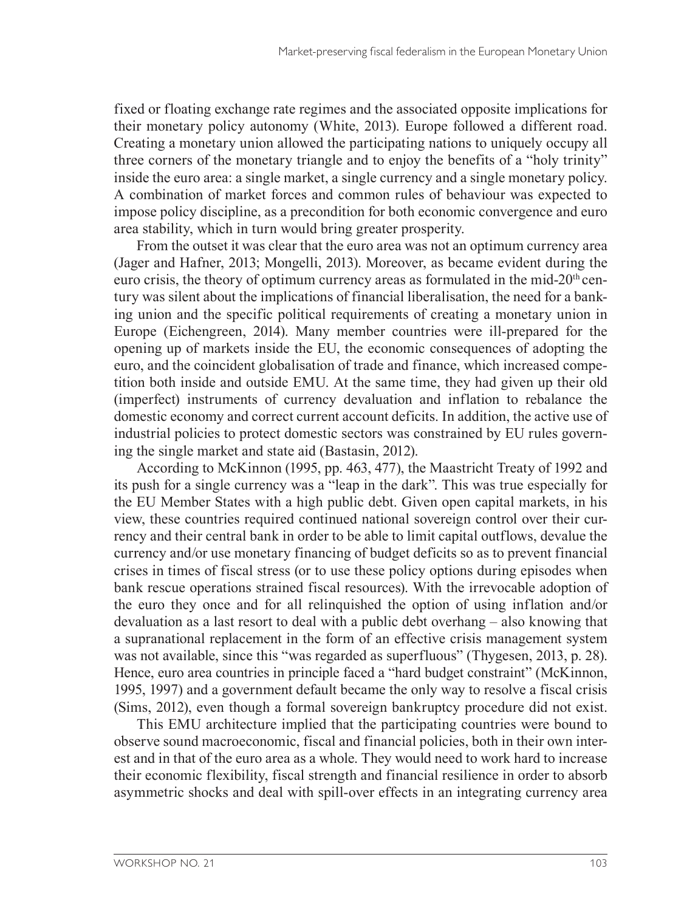fixed or floating exchange rate regimes and the associated opposite implications for their monetary policy autonomy (White, 2013). Europe followed a different road. Creating a monetary union allowed the participating nations to uniquely occupy all three corners of the monetary triangle and to enjoy the benefits of a "holy trinity" inside the euro area: a single market, a single currency and a single monetary policy. A combination of market forces and common rules of behaviour was expected to impose policy discipline, as a precondition for both economic convergence and euro area stability, which in turn would bring greater prosperity.

From the outset it was clear that the euro area was not an optimum currency area (Jager and Hafner, 2013; Mongelli, 2013). Moreover, as became evident during the euro crisis, the theory of optimum currency areas as formulated in the mid-20th century was silent about the implications of financial liberalisation, the need for a banking union and the specific political requirements of creating a monetary union in Europe (Eichengreen, 2014). Many member countries were ill-prepared for the opening up of markets inside the EU, the economic consequences of adopting the euro, and the coincident globalisation of trade and finance, which increased competition both inside and outside EMU. At the same time, they had given up their old (imperfect) instruments of currency devaluation and inflation to rebalance the domestic economy and correct current account deficits. In addition, the active use of industrial policies to protect domestic sectors was constrained by EU rules governing the single market and state aid (Bastasin, 2012).

According to McKinnon (1995, pp. 463, 477), the Maastricht Treaty of 1992 and its push for a single currency was a "leap in the dark". This was true especially for the EU Member States with a high public debt. Given open capital markets, in his view, these countries required continued national sovereign control over their currency and their central bank in order to be able to limit capital outflows, devalue the currency and/or use monetary financing of budget deficits so as to prevent financial crises in times of fiscal stress (or to use these policy options during episodes when bank rescue operations strained fiscal resources). With the irrevocable adoption of the euro they once and for all relinquished the option of using inflation and/or devaluation as a last resort to deal with a public debt overhang – also knowing that a supranational replacement in the form of an effective crisis management system was not available, since this "was regarded as superfluous" (Thygesen, 2013, p. 28). Hence, euro area countries in principle faced a "hard budget constraint" (McKinnon, 1995, 1997) and a government default became the only way to resolve a fiscal crisis (Sims, 2012), even though a formal sovereign bankruptcy procedure did not exist.

This EMU architecture implied that the participating countries were bound to observe sound macroeconomic, fiscal and financial policies, both in their own interest and in that of the euro area as a whole. They would need to work hard to increase their economic flexibility, fiscal strength and financial resilience in order to absorb asymmetric shocks and deal with spill-over effects in an integrating currency area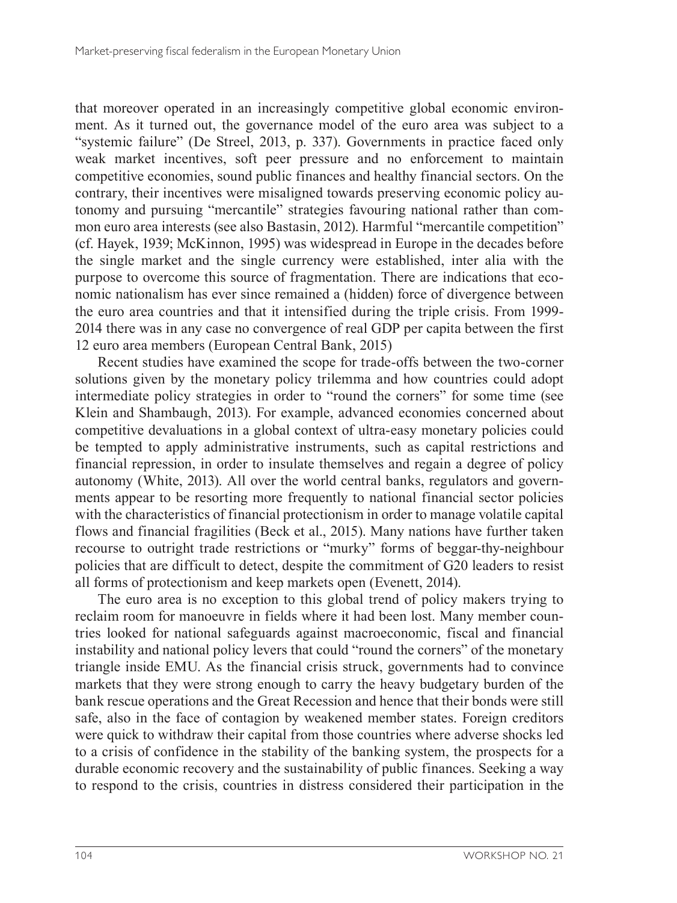that moreover operated in an increasingly competitive global economic environment. As it turned out, the governance model of the euro area was subject to a "systemic failure" (De Streel, 2013, p. 337). Governments in practice faced only weak market incentives, soft peer pressure and no enforcement to maintain competitive economies, sound public finances and healthy financial sectors. On the contrary, their incentives were misaligned towards preserving economic policy autonomy and pursuing "mercantile" strategies favouring national rather than common euro area interests (see also Bastasin, 2012). Harmful "mercantile competition" (cf. Hayek, 1939; McKinnon, 1995) was widespread in Europe in the decades before the single market and the single currency were established, inter alia with the purpose to overcome this source of fragmentation. There are indications that economic nationalism has ever since remained a (hidden) force of divergence between the euro area countries and that it intensified during the triple crisis. From 1999-2014 there was in any case no convergence of real GDP per capita between the first 12 euro area members (European Central Bank, 2015)

Recent studies have examined the scope for trade-offs between the two-corner solutions given by the monetary policy trilemma and how countries could adopt intermediate policy strategies in order to "round the corners" for some time (see Klein and Shambaugh, 2013). For example, advanced economies concerned about competitive devaluations in a global context of ultra-easy monetary policies could be tempted to apply administrative instruments, such as capital restrictions and financial repression, in order to insulate themselves and regain a degree of policy autonomy (White, 2013). All over the world central banks, regulators and governments appear to be resorting more frequently to national financial sector policies with the characteristics of financial protectionism in order to manage volatile capital flows and financial fragilities (Beck et al., 2015). Many nations have further taken recourse to outright trade restrictions or "murky" forms of beggar-thy-neighbour policies that are difficult to detect, despite the commitment of G20 leaders to resist all forms of protectionism and keep markets open (Evenett, 2014).

The euro area is no exception to this global trend of policy makers trying to reclaim room for manoeuvre in fields where it had been lost. Many member countries looked for national safeguards against macroeconomic, fiscal and financial instability and national policy levers that could "round the corners" of the monetary triangle inside EMU. As the financial crisis struck, governments had to convince markets that they were strong enough to carry the heavy budgetary burden of the bank rescue operations and the Great Recession and hence that their bonds were still safe, also in the face of contagion by weakened member states. Foreign creditors were quick to withdraw their capital from those countries where adverse shocks led to a crisis of confidence in the stability of the banking system, the prospects for a durable economic recovery and the sustainability of public finances. Seeking a way to respond to the crisis, countries in distress considered their participation in the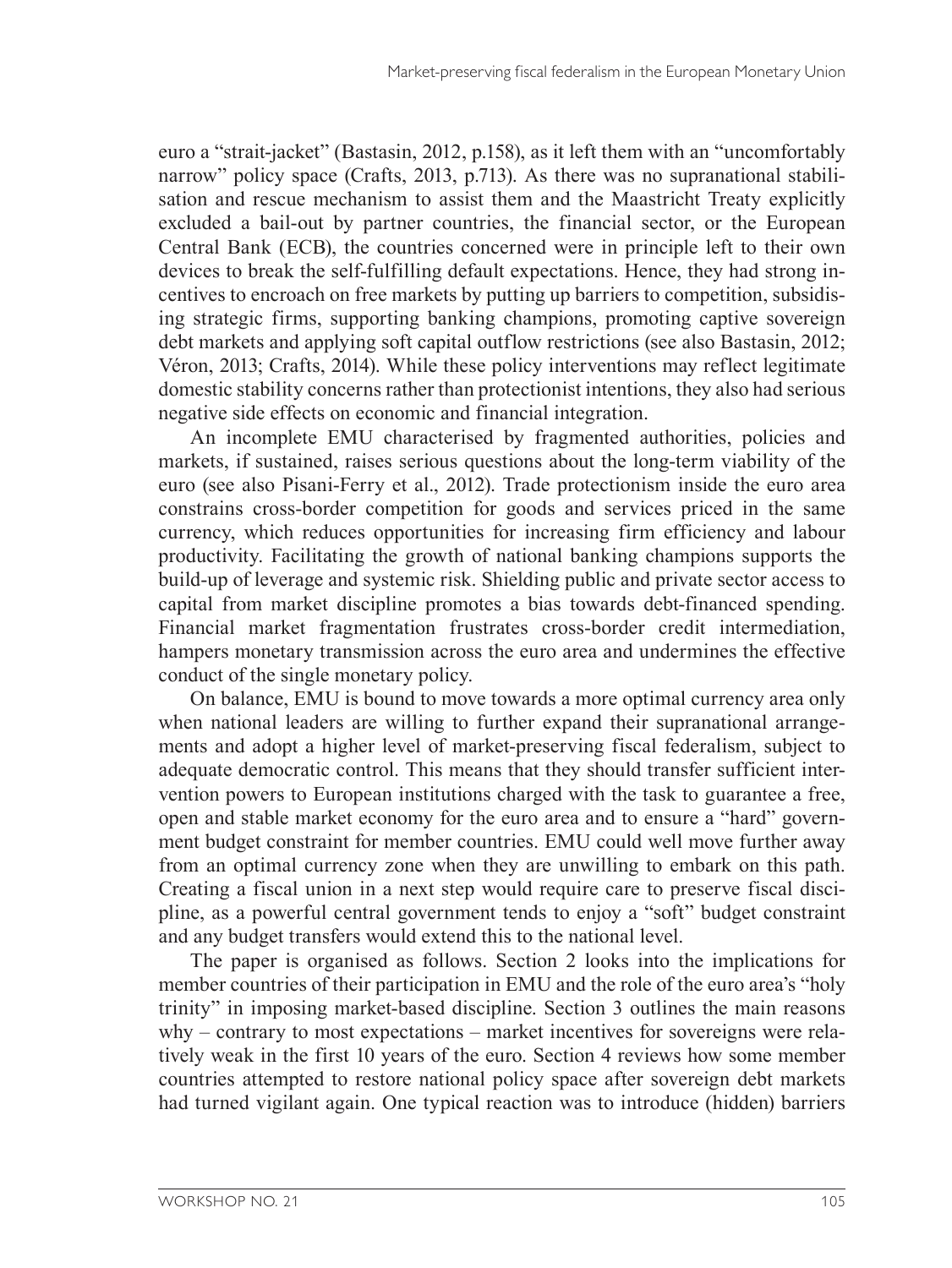euro a "strait-jacket" (Bastasin, 2012, p.158), as it left them with an "uncomfortably narrow" policy space (Crafts, 2013, p.713). As there was no supranational stabilisation and rescue mechanism to assist them and the Maastricht Treaty explicitly excluded a bail-out by partner countries, the financial sector, or the European Central Bank (ECB), the countries concerned were in principle left to their own devices to break the self-fulfilling default expectations. Hence, they had strong incentives to encroach on free markets by putting up barriers to competition, subsidising strategic firms, supporting banking champions, promoting captive sovereign debt markets and applying soft capital outflow restrictions (see also Bastasin, 2012; Véron, 2013; Crafts, 2014). While these policy interventions may reflect legitimate domestic stability concerns rather than protectionist intentions, they also had serious negative side effects on economic and financial integration.

An incomplete EMU characterised by fragmented authorities, policies and markets, if sustained, raises serious questions about the long-term viability of the euro (see also Pisani-Ferry et al., 2012). Trade protectionism inside the euro area constrains cross-border competition for goods and services priced in the same currency, which reduces opportunities for increasing firm efficiency and labour productivity. Facilitating the growth of national banking champions supports the build-up of leverage and systemic risk. Shielding public and private sector access to capital from market discipline promotes a bias towards debt-financed spending. Financial market fragmentation frustrates cross-border credit intermediation, hampers monetary transmission across the euro area and undermines the effective conduct of the single monetary policy.

On balance, EMU is bound to move towards a more optimal currency area only when national leaders are willing to further expand their supranational arrangements and adopt a higher level of market-preserving fiscal federalism, subject to adequate democratic control. This means that they should transfer sufficient intervention powers to European institutions charged with the task to guarantee a free, open and stable market economy for the euro area and to ensure a "hard" government budget constraint for member countries. EMU could well move further away from an optimal currency zone when they are unwilling to embark on this path. Creating a fiscal union in a next step would require care to preserve fiscal discipline, as a powerful central government tends to enjoy a "soft" budget constraint and any budget transfers would extend this to the national level.

The paper is organised as follows. Section 2 looks into the implications for member countries of their participation in EMU and the role of the euro area's "holy trinity" in imposing market-based discipline. Section 3 outlines the main reasons why – contrary to most expectations – market incentives for sovereigns were relatively weak in the first 10 years of the euro. Section 4 reviews how some member countries attempted to restore national policy space after sovereign debt markets had turned vigilant again. One typical reaction was to introduce (hidden) barriers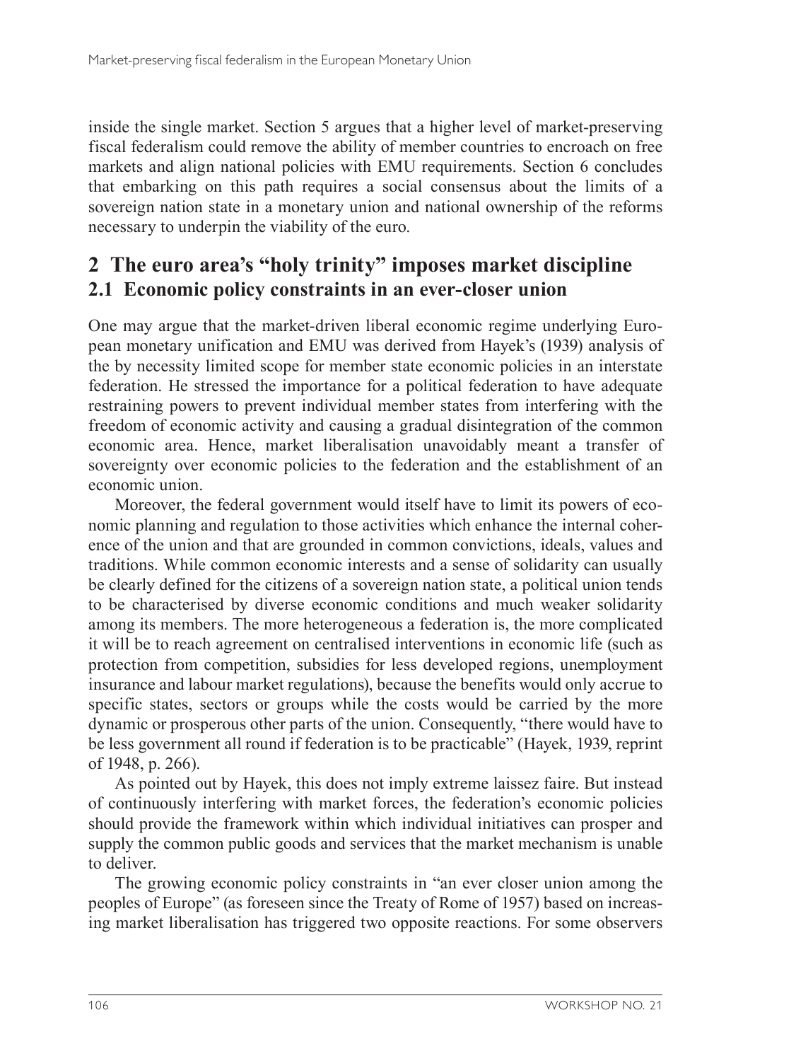inside the single market. Section 5 argues that a higher level of market-preserving fiscal federalism could remove the ability of member countries to encroach on free markets and align national policies with EMU requirements. Section 6 concludes that embarking on this path requires a social consensus about the limits of a sovereign nation state in a monetary union and national ownership of the reforms necessary to underpin the viability of the euro.

## 2 The euro area's "holy trinity" imposes market discipline

### 2.1 Economic policy constraints in an ever-closer union

One may argue that the market-driven liberal economic regime underlying European monetary unification and EMU was derived from Hayek's (1939) analysis of the by necessity limited scope for member state economic policies in an interstate federation. He stressed the importance for a political federation to have adequate restraining powers to prevent individual member states from interfering with the freedom of economic activity and causing a gradual disintegration of the common economic area. Hence, market liberalisation unavoidably meant a transfer of sovereignty over economic policies to the federation and the establishment of an economic union.

Moreover, the federal government would itself have to limit its powers of economic planning and regulation to those activities which enhance the internal coherence of the union and that are grounded in common convictions, ideals, values and traditions. While common economic interests and a sense of solidarity can usually be clearly defined for the citizens of a sovereign nation state, a political union tends to be characterised by diverse economic conditions and much weaker solidarity among its members. The more heterogeneous a federation is, the more complicated it will be to reach agreement on centralised interventions in economic life (such as protection from competition, subsidies for less developed regions, unemployment insurance and labour market regulations), because the benefits would only accrue to specific states, sectors or groups while the costs would be carried by the more dynamic or prosperous other parts of the union. Consequently, "there would have to be less government all round if federation is to be practicable" (Hayek, 1939, reprint of 1948, p. 266).

As pointed out by Hayek, this does not imply extreme laissez faire. But instead of continuously interfering with market forces, the federation's economic policies should provide the framework within which individual initiatives can prosper and supply the common public goods and services that the market mechanism is unable to deliver.

The growing economic policy constraints in "an ever closer union among the peoples of Europe" (as foreseen since the Treaty of Rome of 1957) based on increasing market liberalisation has triggered two opposite reactions. For some observers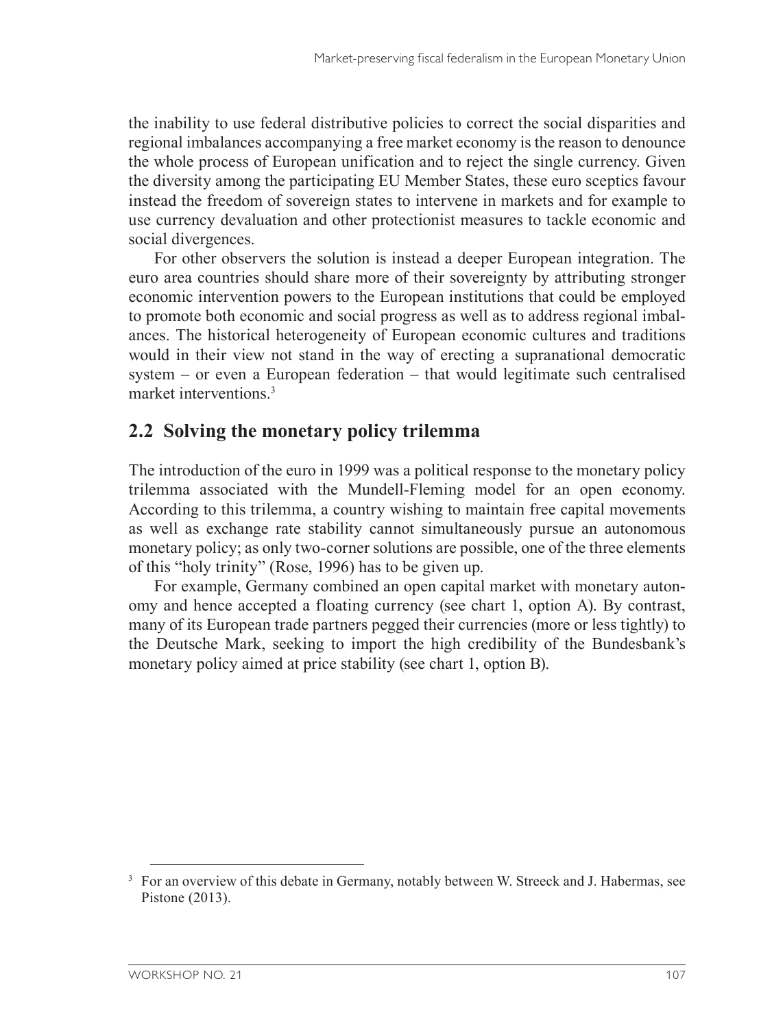the inability to use federal distributive policies to correct the social disparities and regional imbalances accompanying a free market economy is the reason to denounce the whole process of European unification and to reject the single currency. Given the diversity among the participating EU Member States, these euro sceptics favour instead the freedom of sovereign states to intervene in markets and for example to use currency devaluation and other protectionist measures to tackle economic and social divergences.

For other observers the solution is instead a deeper European integration. The euro area countries should share more of their sovereignty by attributing stronger economic intervention powers to the European institutions that could be employed to promote both economic and social progress as well as to address regional imbalances. The historical heterogeneity of European economic cultures and traditions would in their view not stand in the way of erecting a supranational democratic system – or even a European federation – that would legitimate such centralised market interventions.[3]

## 2.2 Solving the monetary policy trilemma

The introduction of the euro in 1999 was a political response to the monetary policy trilemma associated with the Mundell-Fleming model for an open economy. According to this trilemma, a country wishing to maintain free capital movements as well as exchange rate stability cannot simultaneously pursue an autonomous monetary policy; as only two-corner solutions are possible, one of the three elements of this "holy trinity" (Rose, 1996) has to be given up.

For example, Germany combined an open capital market with monetary autonomy and hence accepted a floating currency (see chart 1, option A). By contrast, many of its European trade partners pegged their currencies (more or less tightly) to the Deutsche Mark, seeking to import the high credibility of the Bundesbank's monetary policy aimed at price stability (see chart 1, option B).

---

[3] For an overview of this debate in Germany, notably between W. Streeck and J. Habermas, see Pistone (2013).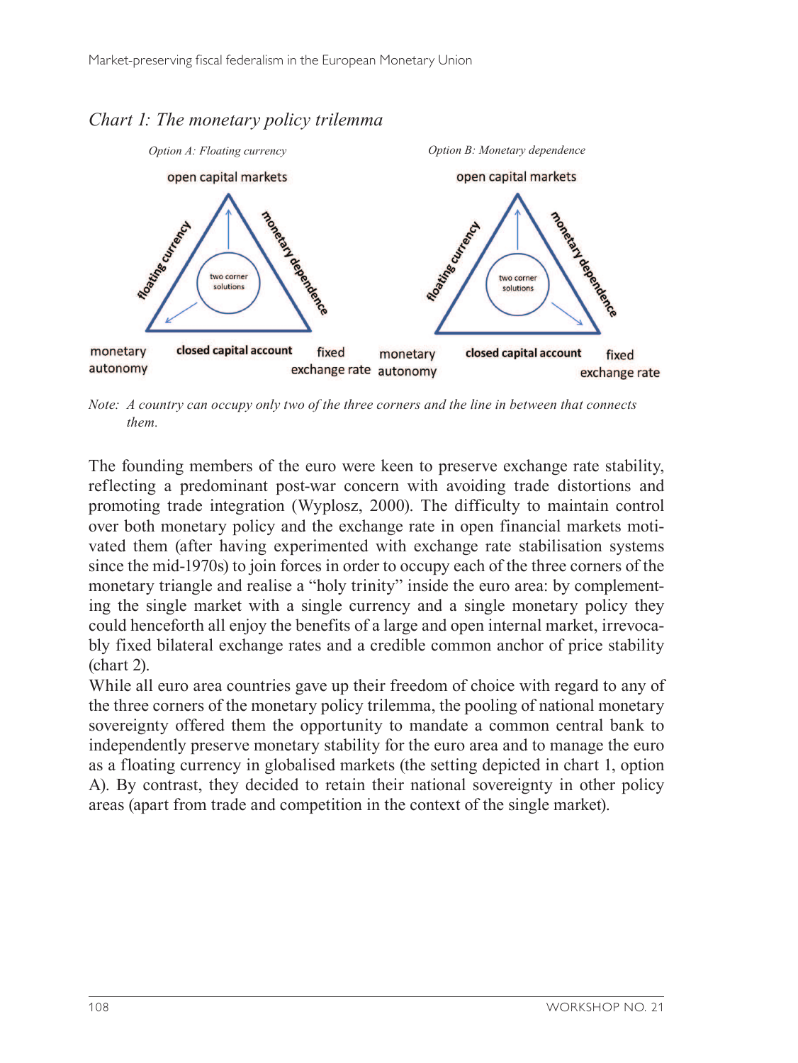*Chart 1: The monetary policy trilemma*

*Option A: Floating currency* | *Option B: Monetary dependence*

open capital markets

floating currency — monetary dependence

two corner solutions

monetary autonomy — closed capital account — fixed exchange rate

*Note: A country can occupy only two of the three corners and the line in between that connects them.*

The founding members of the euro were keen to preserve exchange rate stability, reflecting a predominant post-war concern with avoiding trade distortions and promoting trade integration (Wyplosz, 2000). The difficulty to maintain control over both monetary policy and the exchange rate in open financial markets motivated them (after having experimented with exchange rate stabilisation systems since the mid-1970s) to join forces in order to occupy each of the three corners of the monetary triangle and realise a "holy trinity" inside the euro area: by complementing the single market with a single currency and a single monetary policy they could henceforth all enjoy the benefits of a large and open internal market, irrevocably fixed bilateral exchange rates and a credible common anchor of price stability (chart 2).

While all euro area countries gave up their freedom of choice with regard to any of the three corners of the monetary policy trilemma, the pooling of national monetary sovereignty offered them the opportunity to mandate a common central bank to independently preserve monetary stability for the euro area and to manage the euro as a floating currency in globalised markets (the setting depicted in chart 1, option A). By contrast, they decided to retain their national sovereignty in other policy areas (apart from trade and competition in the context of the single market).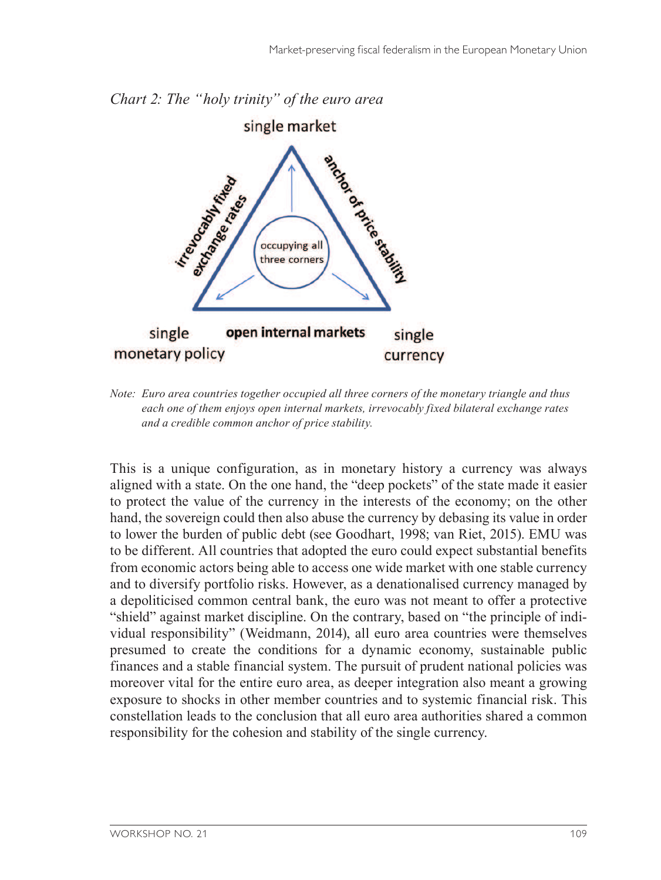*Chart 2: The "holy trinity" of the euro area*

single market

irrevocably fixed exchange rates

anchor of price stability

occupying all three corners

single monetary policy

**open internal markets**

single currency

*Note: Euro area countries together occupied all three corners of the monetary triangle and thus each one of them enjoys open internal markets, irrevocably fixed bilateral exchange rates and a credible common anchor of price stability.*

This is a unique configuration, as in monetary history a currency was always aligned with a state. On the one hand, the "deep pockets" of the state made it easier to protect the value of the currency in the interests of the economy; on the other hand, the sovereign could then also abuse the currency by debasing its value in order to lower the burden of public debt (see Goodhart, 1998; van Riet, 2015). EMU was to be different. All countries that adopted the euro could expect substantial benefits from economic actors being able to access one wide market with one stable currency and to diversify portfolio risks. However, as a denationalised currency managed by a depoliticised common central bank, the euro was not meant to offer a protective "shield" against market discipline. On the contrary, based on "the principle of individual responsibility" (Weidmann, 2014), all euro area countries were themselves presumed to create the conditions for a dynamic economy, sustainable public finances and a stable financial system. The pursuit of prudent national policies was moreover vital for the entire euro area, as deeper integration also meant a growing exposure to shocks in other member countries and to systemic financial risk. This constellation leads to the conclusion that all euro area authorities shared a common responsibility for the cohesion and stability of the single currency.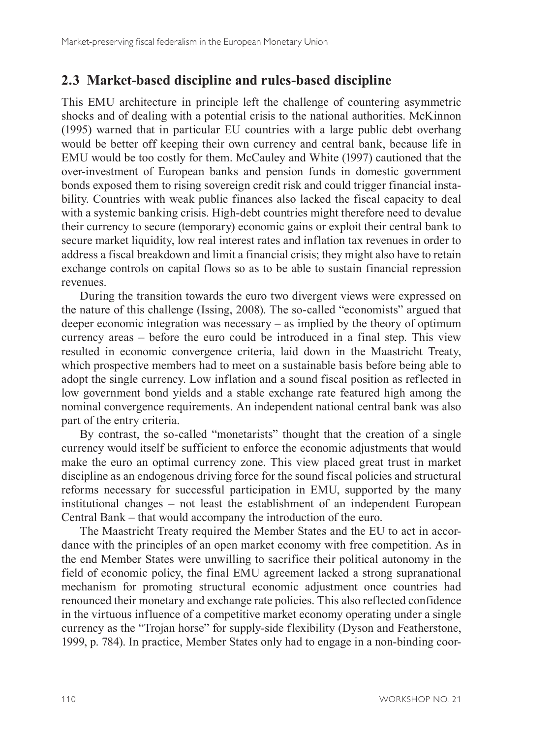## 2.3 Market-based discipline and rules-based discipline

This EMU architecture in principle left the challenge of countering asymmetric shocks and of dealing with a potential crisis to the national authorities. McKinnon (1995) warned that in particular EU countries with a large public debt overhang would be better off keeping their own currency and central bank, because life in EMU would be too costly for them. McCauley and White (1997) cautioned that the over-investment of European banks and pension funds in domestic government bonds exposed them to rising sovereign credit risk and could trigger financial instability. Countries with weak public finances also lacked the fiscal capacity to deal with a systemic banking crisis. High-debt countries might therefore need to devalue their currency to secure (temporary) economic gains or exploit their central bank to secure market liquidity, low real interest rates and inflation tax revenues in order to address a fiscal breakdown and limit a financial crisis; they might also have to retain exchange controls on capital flows so as to be able to sustain financial repression revenues.

During the transition towards the euro two divergent views were expressed on the nature of this challenge (Issing, 2008). The so-called "economists" argued that deeper economic integration was necessary – as implied by the theory of optimum currency areas – before the euro could be introduced in a final step. This view resulted in economic convergence criteria, laid down in the Maastricht Treaty, which prospective members had to meet on a sustainable basis before being able to adopt the single currency. Low inflation and a sound fiscal position as reflected in low government bond yields and a stable exchange rate featured high among the nominal convergence requirements. An independent national central bank was also part of the entry criteria.

By contrast, the so-called "monetarists" thought that the creation of a single currency would itself be sufficient to enforce the economic adjustments that would make the euro an optimal currency zone. This view placed great trust in market discipline as an endogenous driving force for the sound fiscal policies and structural reforms necessary for successful participation in EMU, supported by the many institutional changes – not least the establishment of an independent European Central Bank – that would accompany the introduction of the euro.

The Maastricht Treaty required the Member States and the EU to act in accordance with the principles of an open market economy with free competition. As in the end Member States were unwilling to sacrifice their political autonomy in the field of economic policy, the final EMU agreement lacked a strong supranational mechanism for promoting structural economic adjustment once countries had renounced their monetary and exchange rate policies. This also reflected confidence in the virtuous influence of a competitive market economy operating under a single currency as the "Trojan horse" for supply-side flexibility (Dyson and Featherstone, 1999, p. 784). In practice, Member States only had to engage in a non-binding coor-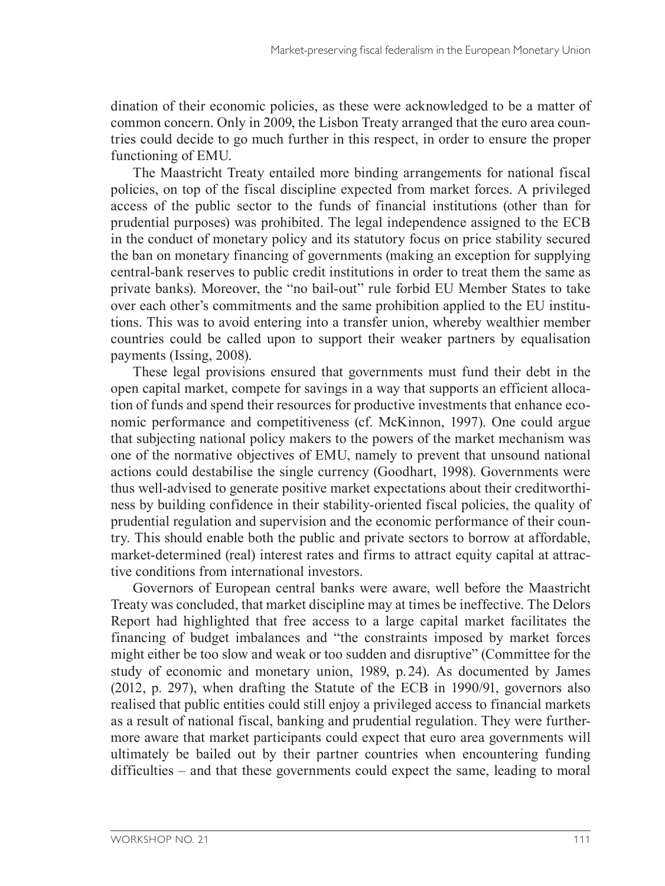dination of their economic policies, as these were acknowledged to be a matter of common concern. Only in 2009, the Lisbon Treaty arranged that the euro area countries could decide to go much further in this respect, in order to ensure the proper functioning of EMU.

The Maastricht Treaty entailed more binding arrangements for national fiscal policies, on top of the fiscal discipline expected from market forces. A privileged access of the public sector to the funds of financial institutions (other than for prudential purposes) was prohibited. The legal independence assigned to the ECB in the conduct of monetary policy and its statutory focus on price stability secured the ban on monetary financing of governments (making an exception for supplying central-bank reserves to public credit institutions in order to treat them the same as private banks). Moreover, the "no bail-out" rule forbid EU Member States to take over each other's commitments and the same prohibition applied to the EU institutions. This was to avoid entering into a transfer union, whereby wealthier member countries could be called upon to support their weaker partners by equalisation payments (Issing, 2008).

These legal provisions ensured that governments must fund their debt in the open capital market, compete for savings in a way that supports an efficient allocation of funds and spend their resources for productive investments that enhance economic performance and competitiveness (cf. McKinnon, 1997). One could argue that subjecting national policy makers to the powers of the market mechanism was one of the normative objectives of EMU, namely to prevent that unsound national actions could destabilise the single currency (Goodhart, 1998). Governments were thus well-advised to generate positive market expectations about their creditworthiness by building confidence in their stability-oriented fiscal policies, the quality of prudential regulation and supervision and the economic performance of their country. This should enable both the public and private sectors to borrow at affordable, market-determined (real) interest rates and firms to attract equity capital at attractive conditions from international investors.

Governors of European central banks were aware, well before the Maastricht Treaty was concluded, that market discipline may at times be ineffective. The Delors Report had highlighted that free access to a large capital market facilitates the financing of budget imbalances and "the constraints imposed by market forces might either be too slow and weak or too sudden and disruptive" (Committee for the study of economic and monetary union, 1989, p. 24). As documented by James (2012, p. 297), when drafting the Statute of the ECB in 1990/91, governors also realised that public entities could still enjoy a privileged access to financial markets as a result of national fiscal, banking and prudential regulation. They were furthermore aware that market participants could expect that euro area governments will ultimately be bailed out by their partner countries when encountering funding difficulties – and that these governments could expect the same, leading to moral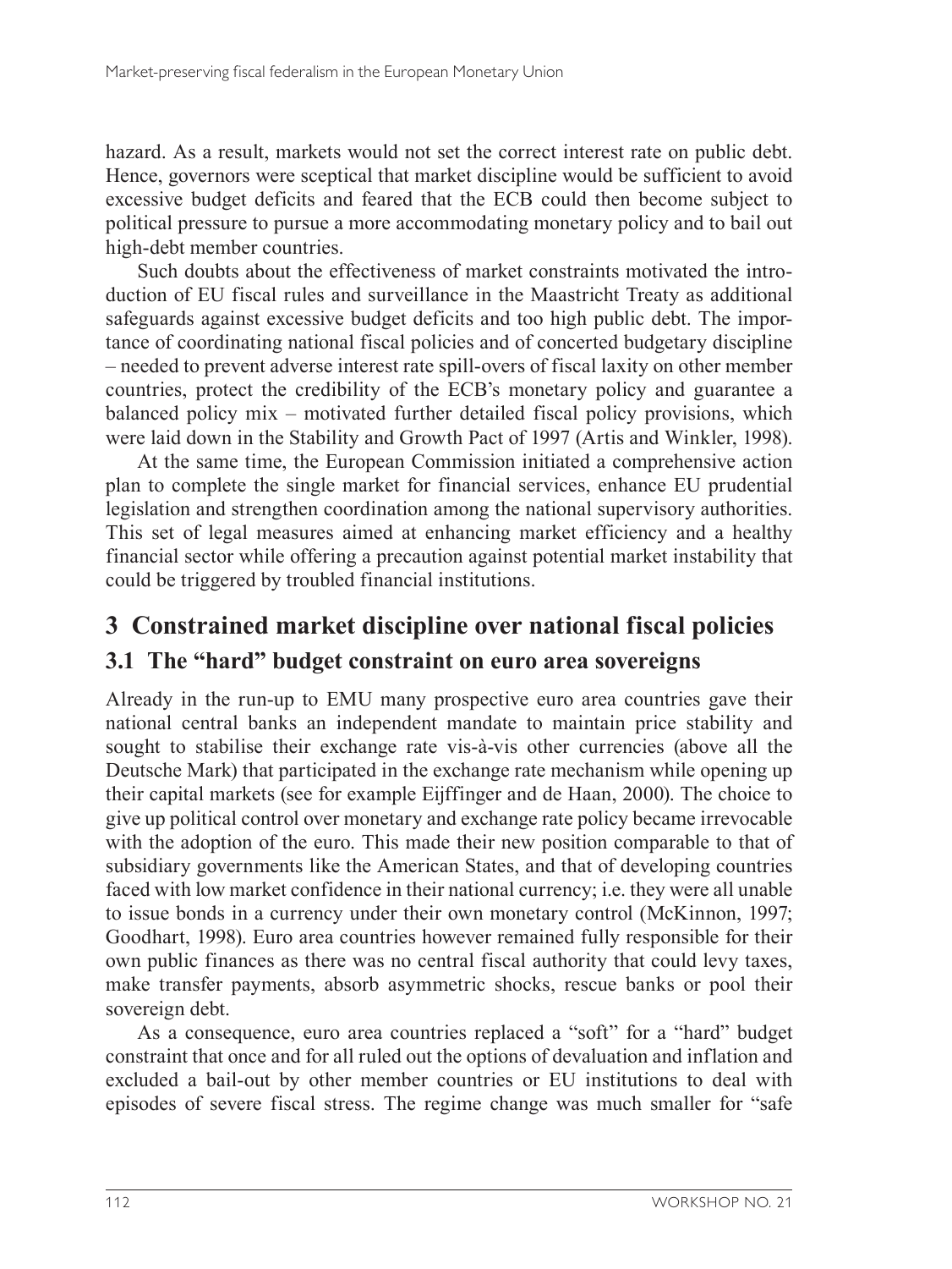hazard. As a result, markets would not set the correct interest rate on public debt. Hence, governors were sceptical that market discipline would be sufficient to avoid excessive budget deficits and feared that the ECB could then become subject to political pressure to pursue a more accommodating monetary policy and to bail out high-debt member countries.

Such doubts about the effectiveness of market constraints motivated the introduction of EU fiscal rules and surveillance in the Maastricht Treaty as additional safeguards against excessive budget deficits and too high public debt. The importance of coordinating national fiscal policies and of concerted budgetary discipline – needed to prevent adverse interest rate spill-overs of fiscal laxity on other member countries, protect the credibility of the ECB's monetary policy and guarantee a balanced policy mix – motivated further detailed fiscal policy provisions, which were laid down in the Stability and Growth Pact of 1997 (Artis and Winkler, 1998).

At the same time, the European Commission initiated a comprehensive action plan to complete the single market for financial services, enhance EU prudential legislation and strengthen coordination among the national supervisory authorities. This set of legal measures aimed at enhancing market efficiency and a healthy financial sector while offering a precaution against potential market instability that could be triggered by troubled financial institutions.

## 3 Constrained market discipline over national fiscal policies

### 3.1 The "hard" budget constraint on euro area sovereigns

Already in the run-up to EMU many prospective euro area countries gave their national central banks an independent mandate to maintain price stability and sought to stabilise their exchange rate vis-à-vis other currencies (above all the Deutsche Mark) that participated in the exchange rate mechanism while opening up their capital markets (see for example Eijffinger and de Haan, 2000). The choice to give up political control over monetary and exchange rate policy became irrevocable with the adoption of the euro. This made their new position comparable to that of subsidiary governments like the American States, and that of developing countries faced with low market confidence in their national currency; i.e. they were all unable to issue bonds in a currency under their own monetary control (McKinnon, 1997; Goodhart, 1998). Euro area countries however remained fully responsible for their own public finances as there was no central fiscal authority that could levy taxes, make transfer payments, absorb asymmetric shocks, rescue banks or pool their sovereign debt.

As a consequence, euro area countries replaced a "soft" for a "hard" budget constraint that once and for all ruled out the options of devaluation and inflation and excluded a bail-out by other member countries or EU institutions to deal with episodes of severe fiscal stress. The regime change was much smaller for "safe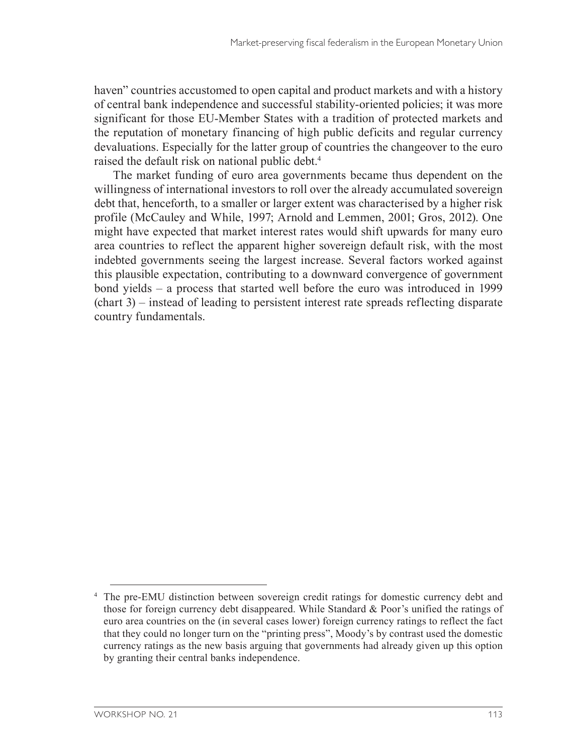haven" countries accustomed to open capital and product markets and with a history of central bank independence and successful stability-oriented policies; it was more significant for those EU-Member States with a tradition of protected markets and the reputation of monetary financing of high public deficits and regular currency devaluations. Especially for the latter group of countries the changeover to the euro raised the default risk on national public debt.[4]

The market funding of euro area governments became thus dependent on the willingness of international investors to roll over the already accumulated sovereign debt that, henceforth, to a smaller or larger extent was characterised by a higher risk profile (McCauley and While, 1997; Arnold and Lemmen, 2001; Gros, 2012). One might have expected that market interest rates would shift upwards for many euro area countries to reflect the apparent higher sovereign default risk, with the most indebted governments seeing the largest increase. Several factors worked against this plausible expectation, contributing to a downward convergence of government bond yields – a process that started well before the euro was introduced in 1999 (chart 3) – instead of leading to persistent interest rate spreads reflecting disparate country fundamentals.

---

[4] The pre-EMU distinction between sovereign credit ratings for domestic currency debt and those for foreign currency debt disappeared. While Standard & Poor's unified the ratings of euro area countries on the (in several cases lower) foreign currency ratings to reflect the fact that they could no longer turn on the "printing press", Moody's by contrast used the domestic currency ratings as the new basis arguing that governments had already given up this option by granting their central banks independence.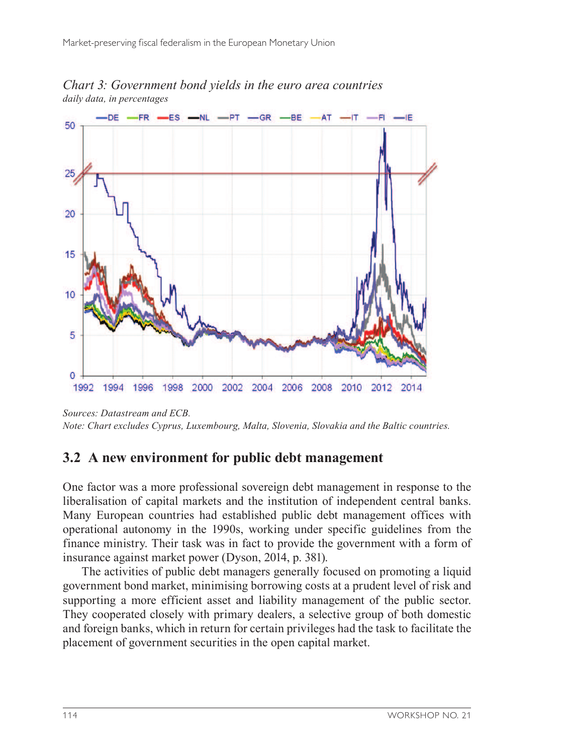*Chart 3: Government bond yields in the euro area countries*
*daily data, in percentages*

*Sources: Datastream and ECB.*
*Note: Chart excludes Cyprus, Luxembourg, Malta, Slovenia, Slovakia and the Baltic countries.*

## 3.2 A new environment for public debt management

One factor was a more professional sovereign debt management in response to the liberalisation of capital markets and the institution of independent central banks. Many European countries had established public debt management offices with operational autonomy in the 1990s, working under specific guidelines from the finance ministry. Their task was in fact to provide the government with a form of insurance against market power (Dyson, 2014, p. 381).

The activities of public debt managers generally focused on promoting a liquid government bond market, minimising borrowing costs at a prudent level of risk and supporting a more efficient asset and liability management of the public sector. They cooperated closely with primary dealers, a selective group of both domestic and foreign banks, which in return for certain privileges had the task to facilitate the placement of government securities in the open capital market.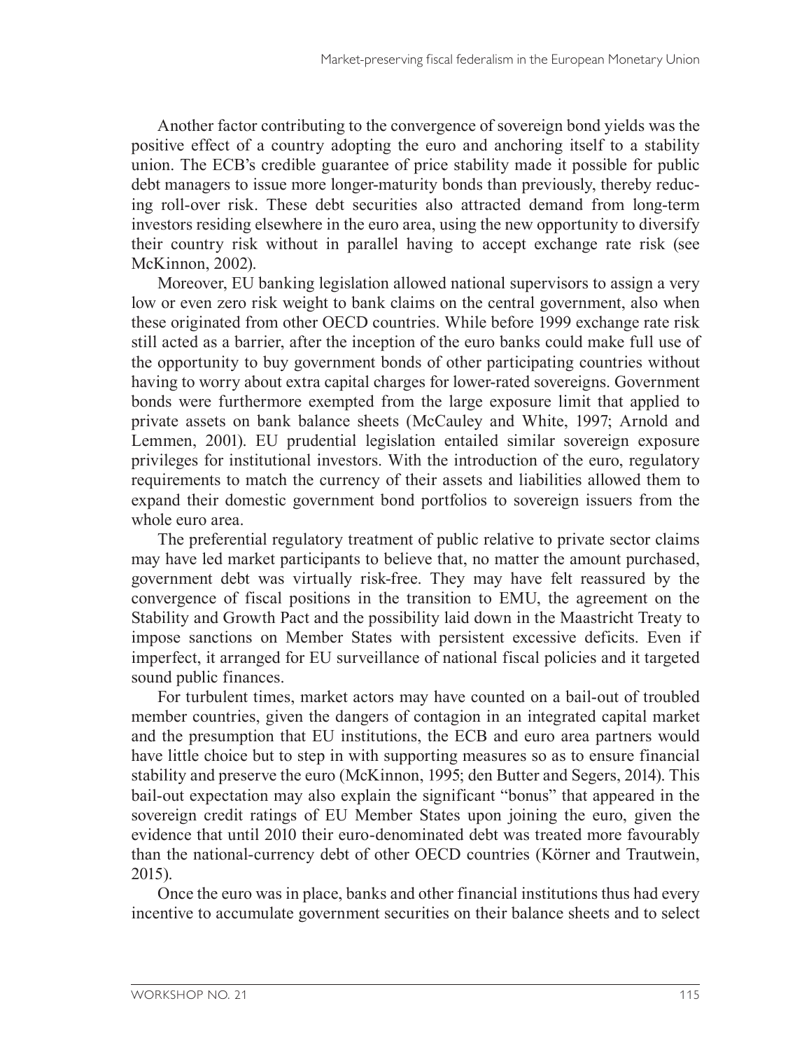Another factor contributing to the convergence of sovereign bond yields was the positive effect of a country adopting the euro and anchoring itself to a stability union. The ECB's credible guarantee of price stability made it possible for public debt managers to issue more longer-maturity bonds than previously, thereby reducing roll-over risk. These debt securities also attracted demand from long-term investors residing elsewhere in the euro area, using the new opportunity to diversify their country risk without in parallel having to accept exchange rate risk (see McKinnon, 2002).

Moreover, EU banking legislation allowed national supervisors to assign a very low or even zero risk weight to bank claims on the central government, also when these originated from other OECD countries. While before 1999 exchange rate risk still acted as a barrier, after the inception of the euro banks could make full use of the opportunity to buy government bonds of other participating countries without having to worry about extra capital charges for lower-rated sovereigns. Government bonds were furthermore exempted from the large exposure limit that applied to private assets on bank balance sheets (McCauley and White, 1997; Arnold and Lemmen, 2001). EU prudential legislation entailed similar sovereign exposure privileges for institutional investors. With the introduction of the euro, regulatory requirements to match the currency of their assets and liabilities allowed them to expand their domestic government bond portfolios to sovereign issuers from the whole euro area.

The preferential regulatory treatment of public relative to private sector claims may have led market participants to believe that, no matter the amount purchased, government debt was virtually risk-free. They may have felt reassured by the convergence of fiscal positions in the transition to EMU, the agreement on the Stability and Growth Pact and the possibility laid down in the Maastricht Treaty to impose sanctions on Member States with persistent excessive deficits. Even if imperfect, it arranged for EU surveillance of national fiscal policies and it targeted sound public finances.

For turbulent times, market actors may have counted on a bail-out of troubled member countries, given the dangers of contagion in an integrated capital market and the presumption that EU institutions, the ECB and euro area partners would have little choice but to step in with supporting measures so as to ensure financial stability and preserve the euro (McKinnon, 1995; den Butter and Segers, 2014). This bail-out expectation may also explain the significant "bonus" that appeared in the sovereign credit ratings of EU Member States upon joining the euro, given the evidence that until 2010 their euro-denominated debt was treated more favourably than the national-currency debt of other OECD countries (Körner and Trautwein, 2015).

Once the euro was in place, banks and other financial institutions thus had every incentive to accumulate government securities on their balance sheets and to select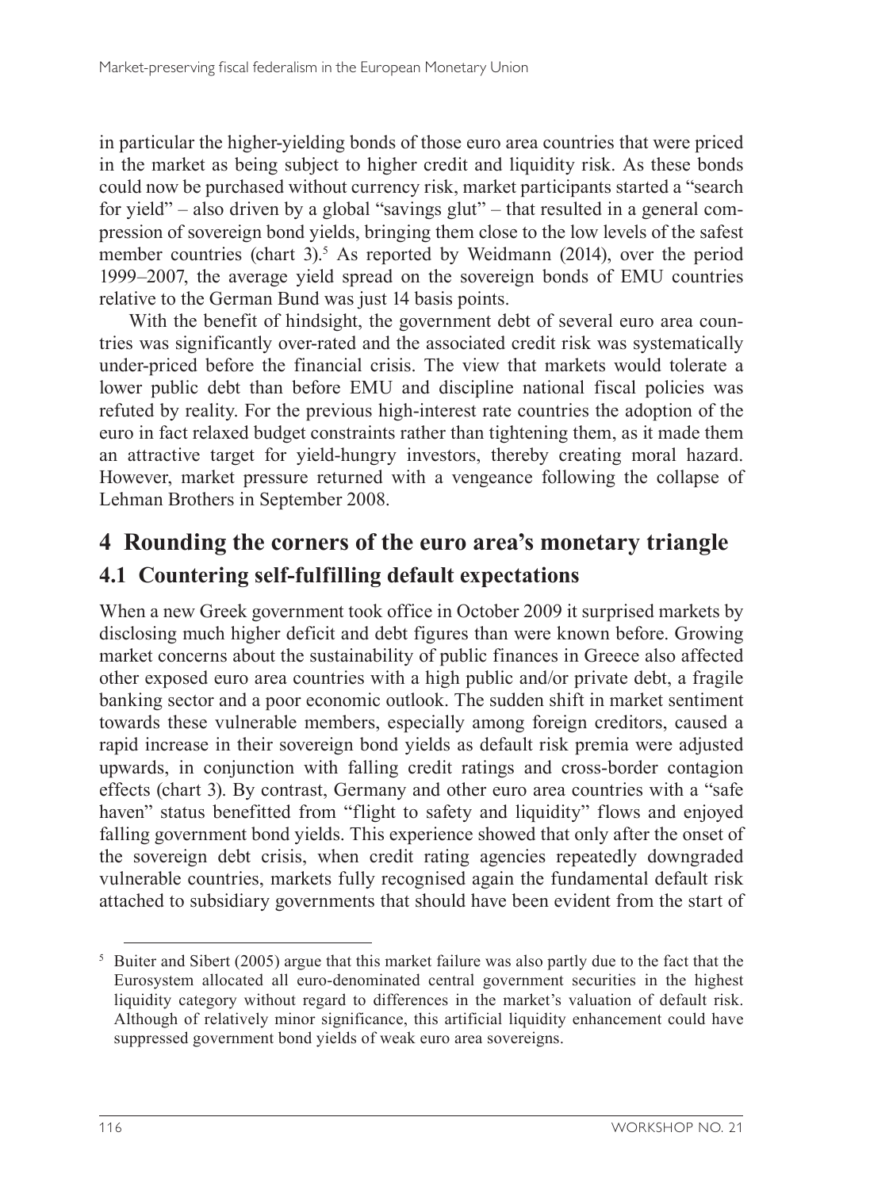in particular the higher-yielding bonds of those euro area countries that were priced in the market as being subject to higher credit and liquidity risk. As these bonds could now be purchased without currency risk, market participants started a "search for yield" – also driven by a global "savings glut" – that resulted in a general compression of sovereign bond yields, bringing them close to the low levels of the safest member countries (chart 3).[5] As reported by Weidmann (2014), over the period 1999–2007, the average yield spread on the sovereign bonds of EMU countries relative to the German Bund was just 14 basis points.

With the benefit of hindsight, the government debt of several euro area countries was significantly over-rated and the associated credit risk was systematically under-priced before the financial crisis. The view that markets would tolerate a lower public debt than before EMU and discipline national fiscal policies was refuted by reality. For the previous high-interest rate countries the adoption of the euro in fact relaxed budget constraints rather than tightening them, as it made them an attractive target for yield-hungry investors, thereby creating moral hazard. However, market pressure returned with a vengeance following the collapse of Lehman Brothers in September 2008.

# 4 Rounding the corners of the euro area's monetary triangle

## 4.1 Countering self-fulfilling default expectations

When a new Greek government took office in October 2009 it surprised markets by disclosing much higher deficit and debt figures than were known before. Growing market concerns about the sustainability of public finances in Greece also affected other exposed euro area countries with a high public and/or private debt, a fragile banking sector and a poor economic outlook. The sudden shift in market sentiment towards these vulnerable members, especially among foreign creditors, caused a rapid increase in their sovereign bond yields as default risk premia were adjusted upwards, in conjunction with falling credit ratings and cross-border contagion effects (chart 3). By contrast, Germany and other euro area countries with a "safe haven" status benefitted from "flight to safety and liquidity" flows and enjoyed falling government bond yields. This experience showed that only after the onset of the sovereign debt crisis, when credit rating agencies repeatedly downgraded vulnerable countries, markets fully recognised again the fundamental default risk attached to subsidiary governments that should have been evident from the start of

[5] Buiter and Sibert (2005) argue that this market failure was also partly due to the fact that the Eurosystem allocated all euro-denominated central government securities in the highest liquidity category without regard to differences in the market's valuation of default risk. Although of relatively minor significance, this artificial liquidity enhancement could have suppressed government bond yields of weak euro area sovereigns.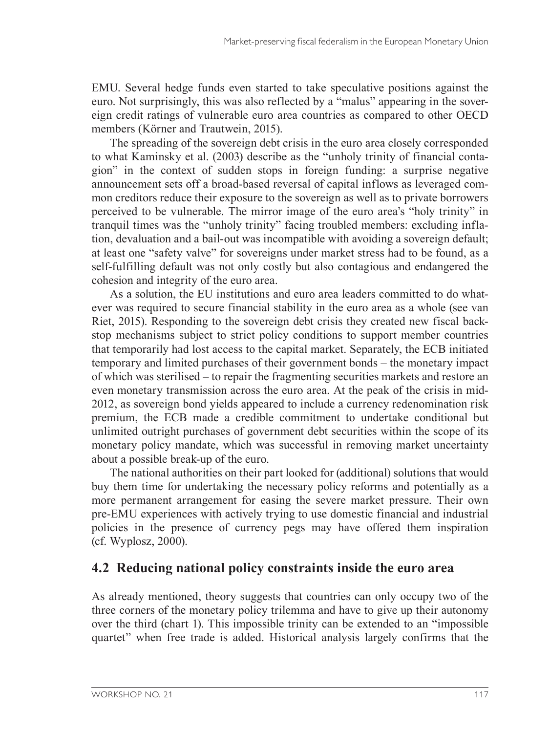EMU. Several hedge funds even started to take speculative positions against the euro. Not surprisingly, this was also reflected by a "malus" appearing in the sovereign credit ratings of vulnerable euro area countries as compared to other OECD members (Körner and Trautwein, 2015).

The spreading of the sovereign debt crisis in the euro area closely corresponded to what Kaminsky et al. (2003) describe as the "unholy trinity of financial contagion" in the context of sudden stops in foreign funding: a surprise negative announcement sets off a broad-based reversal of capital inflows as leveraged common creditors reduce their exposure to the sovereign as well as to private borrowers perceived to be vulnerable. The mirror image of the euro area's "holy trinity" in tranquil times was the "unholy trinity" facing troubled members: excluding inflation, devaluation and a bail-out was incompatible with avoiding a sovereign default; at least one "safety valve" for sovereigns under market stress had to be found, as a self-fulfilling default was not only costly but also contagious and endangered the cohesion and integrity of the euro area.

As a solution, the EU institutions and euro area leaders committed to do whatever was required to secure financial stability in the euro area as a whole (see van Riet, 2015). Responding to the sovereign debt crisis they created new fiscal backstop mechanisms subject to strict policy conditions to support member countries that temporarily had lost access to the capital market. Separately, the ECB initiated temporary and limited purchases of their government bonds – the monetary impact of which was sterilised – to repair the fragmenting securities markets and restore an even monetary transmission across the euro area. At the peak of the crisis in mid-2012, as sovereign bond yields appeared to include a currency redenomination risk premium, the ECB made a credible commitment to undertake conditional but unlimited outright purchases of government debt securities within the scope of its monetary policy mandate, which was successful in removing market uncertainty about a possible break-up of the euro.

The national authorities on their part looked for (additional) solutions that would buy them time for undertaking the necessary policy reforms and potentially as a more permanent arrangement for easing the severe market pressure. Their own pre-EMU experiences with actively trying to use domestic financial and industrial policies in the presence of currency pegs may have offered them inspiration (cf. Wyplosz, 2000).

## 4.2 Reducing national policy constraints inside the euro area

As already mentioned, theory suggests that countries can only occupy two of the three corners of the monetary policy trilemma and have to give up their autonomy over the third (chart 1). This impossible trinity can be extended to an "impossible quartet" when free trade is added. Historical analysis largely confirms that the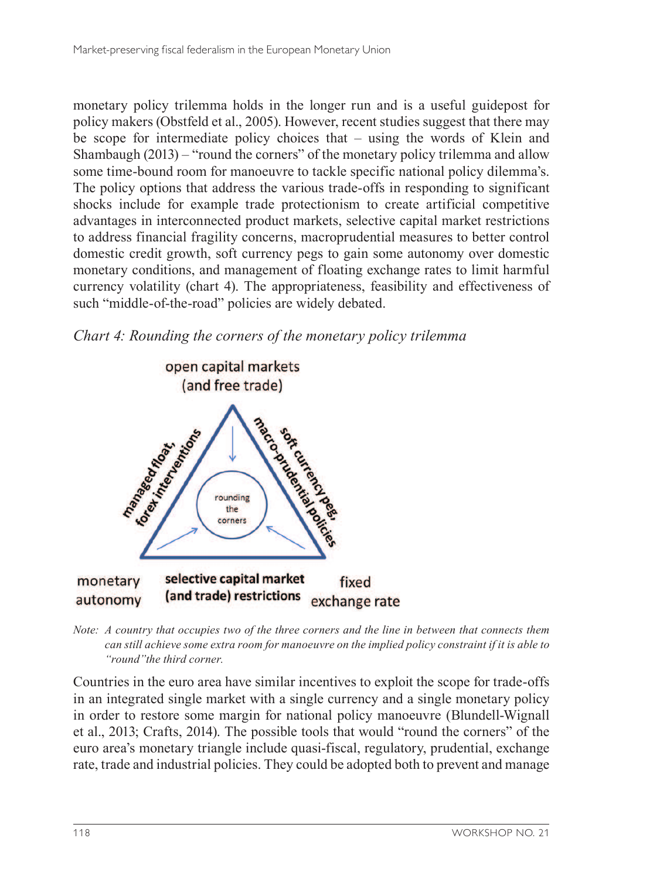monetary policy trilemma holds in the longer run and is a useful guidepost for policy makers (Obstfeld et al., 2005). However, recent studies suggest that there may be scope for intermediate policy choices that – using the words of Klein and Shambaugh (2013) – "round the corners" of the monetary policy trilemma and allow some time-bound room for manoeuvre to tackle specific national policy dilemma's. The policy options that address the various trade-offs in responding to significant shocks include for example trade protectionism to create artificial competitive advantages in interconnected product markets, selective capital market restrictions to address financial fragility concerns, macroprudential measures to better control domestic credit growth, soft currency pegs to gain some autonomy over domestic monetary conditions, and management of floating exchange rates to limit harmful currency volatility (chart 4). The appropriateness, feasibility and effectiveness of such "middle-of-the-road" policies are widely debated.

*Chart 4: Rounding the corners of the monetary policy trilemma*

open capital markets (and free trade)

managed float, forex interventions

soft currency peg, macro-prudential policies

rounding the corners

monetary autonomy

**selective capital market (and trade) restrictions**

fixed exchange rate

*Note: A country that occupies two of the three corners and the line in between that connects them can still achieve some extra room for manoeuvre on the implied policy constraint if it is able to "round" the third corner.*

Countries in the euro area have similar incentives to exploit the scope for trade-offs in an integrated single market with a single currency and a single monetary policy in order to restore some margin for national policy manoeuvre (Blundell-Wignall et al., 2013; Crafts, 2014). The possible tools that would "round the corners" of the euro area's monetary triangle include quasi-fiscal, regulatory, prudential, exchange rate, trade and industrial policies. They could be adopted both to prevent and manage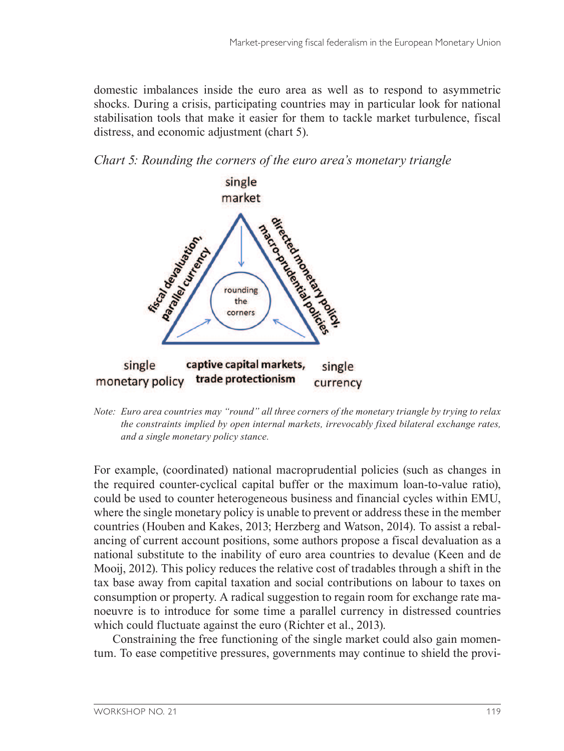domestic imbalances inside the euro area as well as to respond to asymmetric shocks. During a crisis, participating countries may in particular look for national stabilisation tools that make it easier for them to tackle market turbulence, fiscal distress, and economic adjustment (chart 5).

*Chart 5: Rounding the corners of the euro area's monetary triangle*

single market

fiscal devaluation, parallel currency

directed monetary policy, macro-prudential policies

rounding the corners

single monetary policy

captive capital markets, trade protectionism

single currency

*Note: Euro area countries may "round" all three corners of the monetary triangle by trying to relax the constraints implied by open internal markets, irrevocably fixed bilateral exchange rates, and a single monetary policy stance.*

For example, (coordinated) national macroprudential policies (such as changes in the required counter-cyclical capital buffer or the maximum loan-to-value ratio), could be used to counter heterogeneous business and financial cycles within EMU, where the single monetary policy is unable to prevent or address these in the member countries (Houben and Kakes, 2013; Herzberg and Watson, 2014). To assist a rebalancing of current account positions, some authors propose a fiscal devaluation as a national substitute to the inability of euro area countries to devalue (Keen and de Mooij, 2012). This policy reduces the relative cost of tradables through a shift in the tax base away from capital taxation and social contributions on labour to taxes on consumption or property. A radical suggestion to regain room for exchange rate manoeuvre is to introduce for some time a parallel currency in distressed countries which could fluctuate against the euro (Richter et al., 2013).

Constraining the free functioning of the single market could also gain momentum. To ease competitive pressures, governments may continue to shield the provi-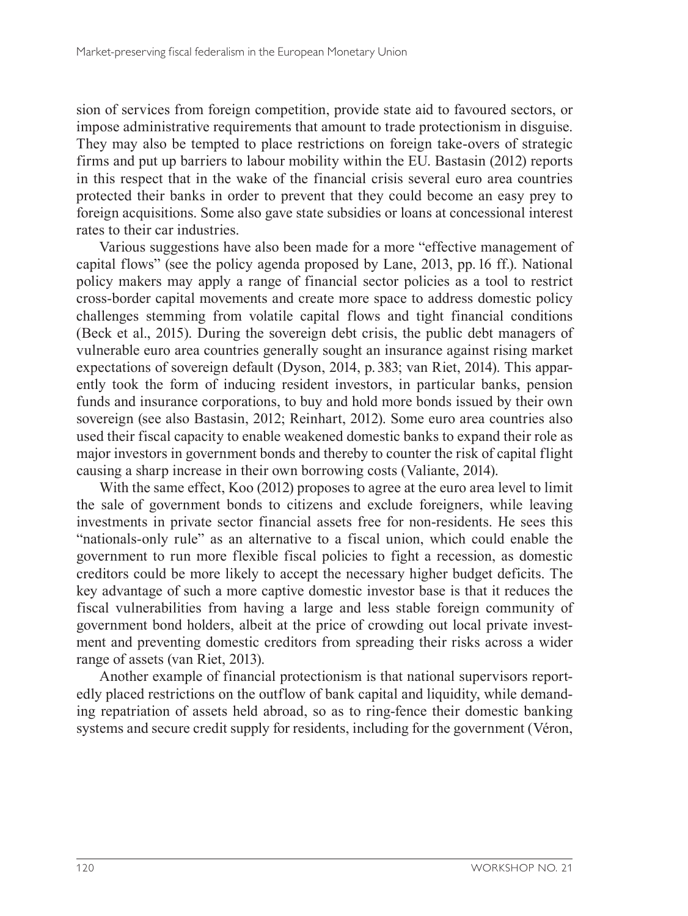sion of services from foreign competition, provide state aid to favoured sectors, or impose administrative requirements that amount to trade protectionism in disguise. They may also be tempted to place restrictions on foreign take-overs of strategic firms and put up barriers to labour mobility within the EU. Bastasin (2012) reports in this respect that in the wake of the financial crisis several euro area countries protected their banks in order to prevent that they could become an easy prey to foreign acquisitions. Some also gave state subsidies or loans at concessional interest rates to their car industries.

Various suggestions have also been made for a more "effective management of capital flows" (see the policy agenda proposed by Lane, 2013, pp. 16 ff.). National policy makers may apply a range of financial sector policies as a tool to restrict cross-border capital movements and create more space to address domestic policy challenges stemming from volatile capital flows and tight financial conditions (Beck et al., 2015). During the sovereign debt crisis, the public debt managers of vulnerable euro area countries generally sought an insurance against rising market expectations of sovereign default (Dyson, 2014, p. 383; van Riet, 2014). This apparently took the form of inducing resident investors, in particular banks, pension funds and insurance corporations, to buy and hold more bonds issued by their own sovereign (see also Bastasin, 2012; Reinhart, 2012). Some euro area countries also used their fiscal capacity to enable weakened domestic banks to expand their role as major investors in government bonds and thereby to counter the risk of capital flight causing a sharp increase in their own borrowing costs (Valiante, 2014).

With the same effect, Koo (2012) proposes to agree at the euro area level to limit the sale of government bonds to citizens and exclude foreigners, while leaving investments in private sector financial assets free for non-residents. He sees this "nationals-only rule" as an alternative to a fiscal union, which could enable the government to run more flexible fiscal policies to fight a recession, as domestic creditors could be more likely to accept the necessary higher budget deficits. The key advantage of such a more captive domestic investor base is that it reduces the fiscal vulnerabilities from having a large and less stable foreign community of government bond holders, albeit at the price of crowding out local private investment and preventing domestic creditors from spreading their risks across a wider range of assets (van Riet, 2013).

Another example of financial protectionism is that national supervisors reportedly placed restrictions on the outflow of bank capital and liquidity, while demanding repatriation of assets held abroad, so as to ring-fence their domestic banking systems and secure credit supply for residents, including for the government (Véron,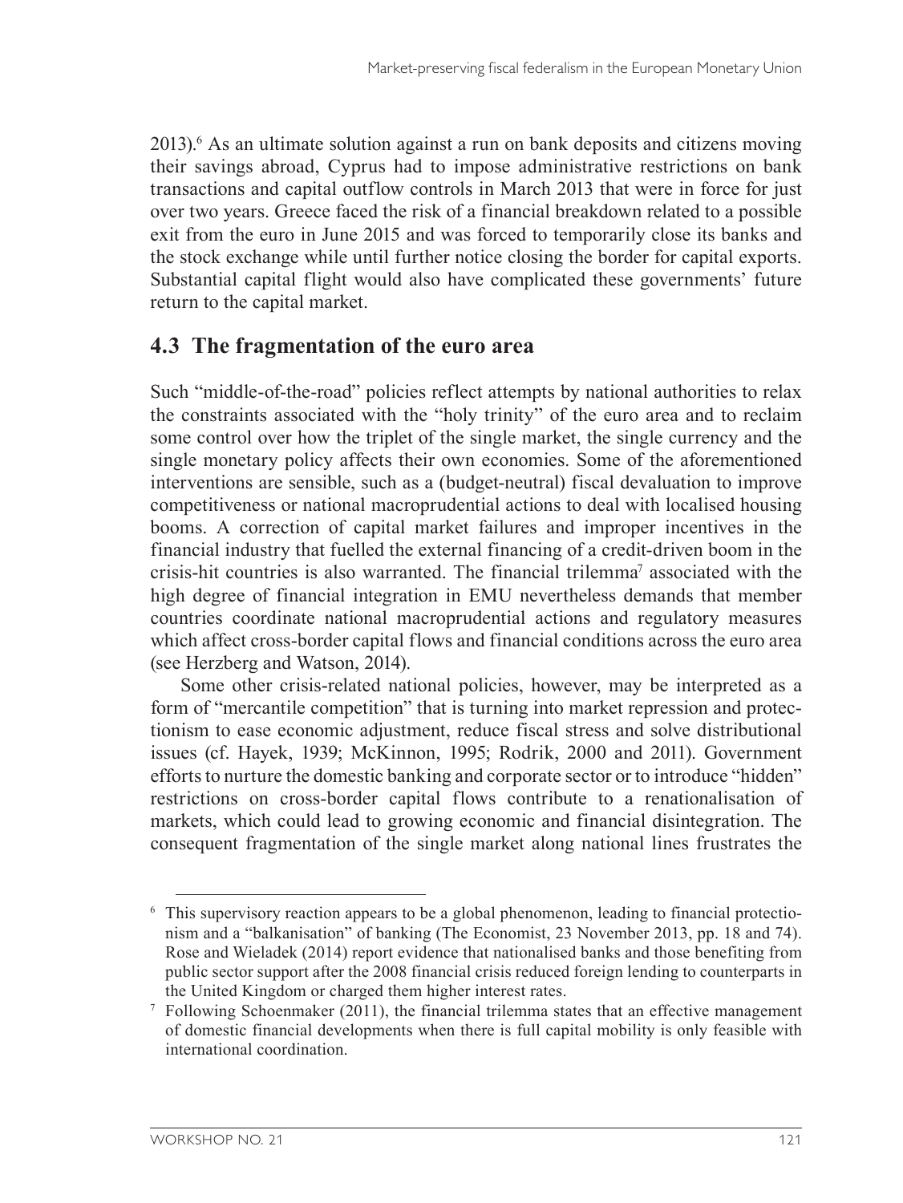2013).[6] As an ultimate solution against a run on bank deposits and citizens moving their savings abroad, Cyprus had to impose administrative restrictions on bank transactions and capital outflow controls in March 2013 that were in force for just over two years. Greece faced the risk of a financial breakdown related to a possible exit from the euro in June 2015 and was forced to temporarily close its banks and the stock exchange while until further notice closing the border for capital exports. Substantial capital flight would also have complicated these governments' future return to the capital market.

## 4.3 The fragmentation of the euro area

Such "middle-of-the-road" policies reflect attempts by national authorities to relax the constraints associated with the "holy trinity" of the euro area and to reclaim some control over how the triplet of the single market, the single currency and the single monetary policy affects their own economies. Some of the aforementioned interventions are sensible, such as a (budget-neutral) fiscal devaluation to improve competitiveness or national macroprudential actions to deal with localised housing booms. A correction of capital market failures and improper incentives in the financial industry that fuelled the external financing of a credit-driven boom in the crisis-hit countries is also warranted. The financial trilemma[7] associated with the high degree of financial integration in EMU nevertheless demands that member countries coordinate national macroprudential actions and regulatory measures which affect cross-border capital flows and financial conditions across the euro area (see Herzberg and Watson, 2014).

Some other crisis-related national policies, however, may be interpreted as a form of "mercantile competition" that is turning into market repression and protectionism to ease economic adjustment, reduce fiscal stress and solve distributional issues (cf. Hayek, 1939; McKinnon, 1995; Rodrik, 2000 and 2011). Government efforts to nurture the domestic banking and corporate sector or to introduce "hidden" restrictions on cross-border capital flows contribute to a renationalisation of markets, which could lead to growing economic and financial disintegration. The consequent fragmentation of the single market along national lines frustrates the

---

[6] This supervisory reaction appears to be a global phenomenon, leading to financial protectionism and a "balkanisation" of banking (The Economist, 23 November 2013, pp. 18 and 74). Rose and Wieladek (2014) report evidence that nationalised banks and those benefiting from public sector support after the 2008 financial crisis reduced foreign lending to counterparts in the United Kingdom or charged them higher interest rates.

[7] Following Schoenmaker (2011), the financial trilemma states that an effective management of domestic financial developments when there is full capital mobility is only feasible with international coordination.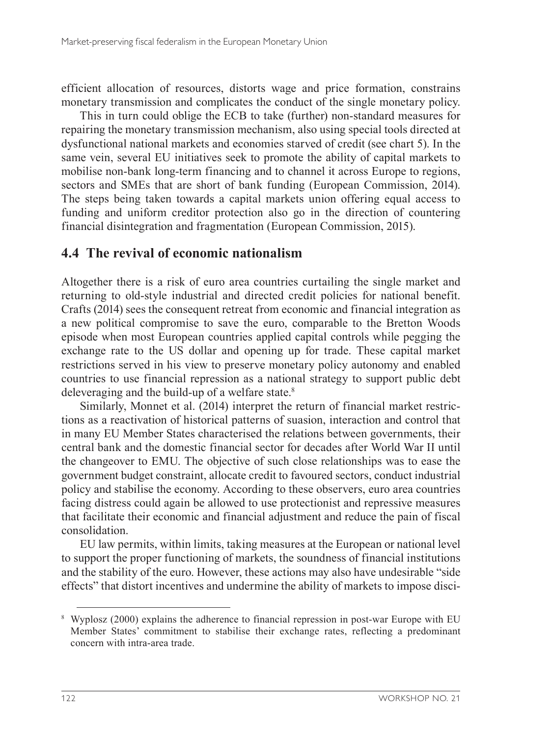efficient allocation of resources, distorts wage and price formation, constrains monetary transmission and complicates the conduct of the single monetary policy.

This in turn could oblige the ECB to take (further) non-standard measures for repairing the monetary transmission mechanism, also using special tools directed at dysfunctional national markets and economies starved of credit (see chart 5). In the same vein, several EU initiatives seek to promote the ability of capital markets to mobilise non-bank long-term financing and to channel it across Europe to regions, sectors and SMEs that are short of bank funding (European Commission, 2014). The steps being taken towards a capital markets union offering equal access to funding and uniform creditor protection also go in the direction of countering financial disintegration and fragmentation (European Commission, 2015).

## 4.4 The revival of economic nationalism

Altogether there is a risk of euro area countries curtailing the single market and returning to old-style industrial and directed credit policies for national benefit. Crafts (2014) sees the consequent retreat from economic and financial integration as a new political compromise to save the euro, comparable to the Bretton Woods episode when most European countries applied capital controls while pegging the exchange rate to the US dollar and opening up for trade. These capital market restrictions served in his view to preserve monetary policy autonomy and enabled countries to use financial repression as a national strategy to support public debt deleveraging and the build-up of a welfare state.[8]

Similarly, Monnet et al. (2014) interpret the return of financial market restrictions as a reactivation of historical patterns of suasion, interaction and control that in many EU Member States characterised the relations between governments, their central bank and the domestic financial sector for decades after World War II until the changeover to EMU. The objective of such close relationships was to ease the government budget constraint, allocate credit to favoured sectors, conduct industrial policy and stabilise the economy. According to these observers, euro area countries facing distress could again be allowed to use protectionist and repressive measures that facilitate their economic and financial adjustment and reduce the pain of fiscal consolidation.

EU law permits, within limits, taking measures at the European or national level to support the proper functioning of markets, the soundness of financial institutions and the stability of the euro. However, these actions may also have undesirable "side effects" that distort incentives and undermine the ability of markets to impose disci-

[8] Wyplosz (2000) explains the adherence to financial repression in post-war Europe with EU Member States' commitment to stabilise their exchange rates, reflecting a predominant concern with intra-area trade.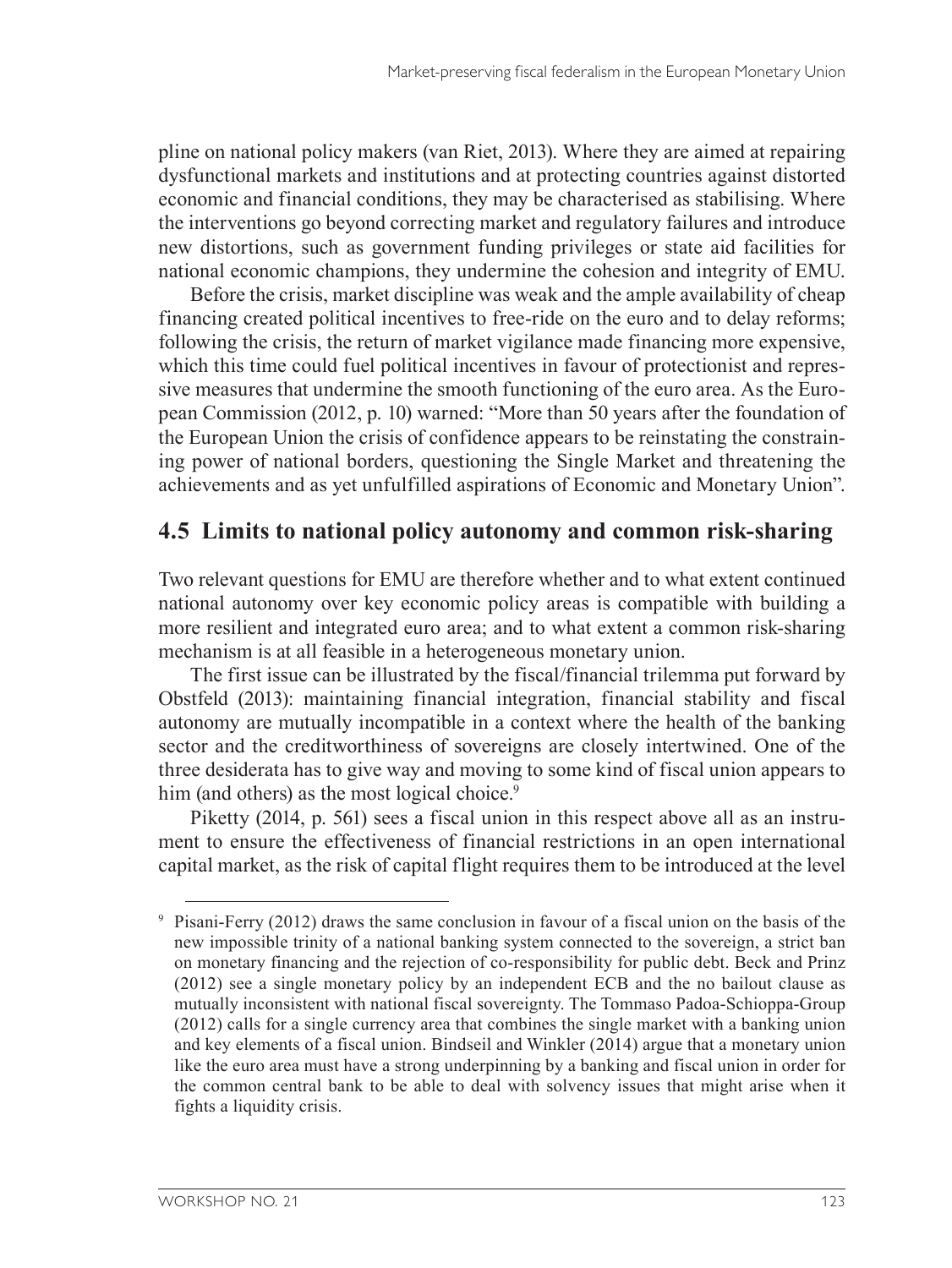pline on national policy makers (van Riet, 2013). Where they are aimed at repairing dysfunctional markets and institutions and at protecting countries against distorted economic and financial conditions, they may be characterised as stabilising. Where the interventions go beyond correcting market and regulatory failures and introduce new distortions, such as government funding privileges or state aid facilities for national economic champions, they undermine the cohesion and integrity of EMU.

Before the crisis, market discipline was weak and the ample availability of cheap financing created political incentives to free-ride on the euro and to delay reforms; following the crisis, the return of market vigilance made financing more expensive, which this time could fuel political incentives in favour of protectionist and repressive measures that undermine the smooth functioning of the euro area. As the European Commission (2012, p. 10) warned: "More than 50 years after the foundation of the European Union the crisis of confidence appears to be reinstating the constraining power of national borders, questioning the Single Market and threatening the achievements and as yet unfulfilled aspirations of Economic and Monetary Union".

## 4.5 Limits to national policy autonomy and common risk-sharing

Two relevant questions for EMU are therefore whether and to what extent continued national autonomy over key economic policy areas is compatible with building a more resilient and integrated euro area; and to what extent a common risk-sharing mechanism is at all feasible in a heterogeneous monetary union.

The first issue can be illustrated by the fiscal/financial trilemma put forward by Obstfeld (2013): maintaining financial integration, financial stability and fiscal autonomy are mutually incompatible in a context where the health of the banking sector and the creditworthiness of sovereigns are closely intertwined. One of the three desiderata has to give way and moving to some kind of fiscal union appears to him (and others) as the most logical choice.[9]

Piketty (2014, p. 561) sees a fiscal union in this respect above all as an instrument to ensure the effectiveness of financial restrictions in an open international capital market, as the risk of capital flight requires them to be introduced at the level

[9] Pisani-Ferry (2012) draws the same conclusion in favour of a fiscal union on the basis of the new impossible trinity of a national banking system connected to the sovereign, a strict ban on monetary financing and the rejection of co-responsibility for public debt. Beck and Prinz (2012) see a single monetary policy by an independent ECB and the no bailout clause as mutually inconsistent with national fiscal sovereignty. The Tommaso Padoa-Schioppa-Group (2012) calls for a single currency area that combines the single market with a banking union and key elements of a fiscal union. Bindseil and Winkler (2014) argue that a monetary union like the euro area must have a strong underpinning by a banking and fiscal union in order for the common central bank to be able to deal with solvency issues that might arise when it fights a liquidity crisis.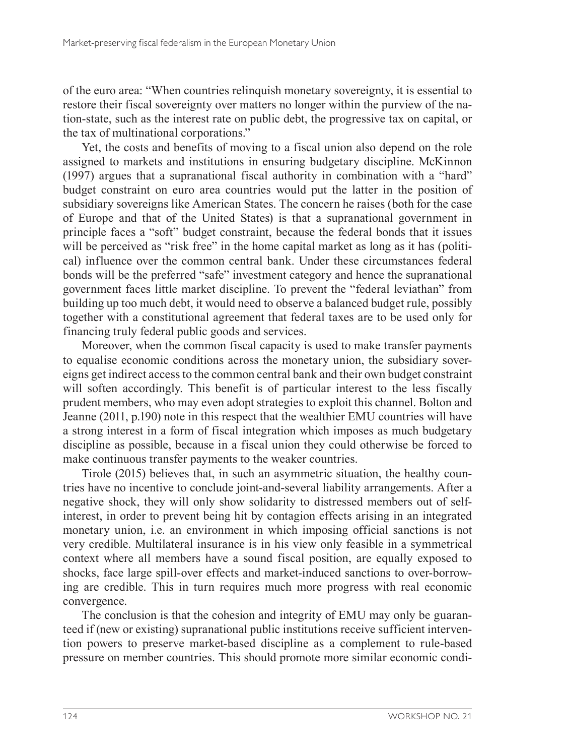of the euro area: "When countries relinquish monetary sovereignty, it is essential to restore their fiscal sovereignty over matters no longer within the purview of the nation-state, such as the interest rate on public debt, the progressive tax on capital, or the tax of multinational corporations."

Yet, the costs and benefits of moving to a fiscal union also depend on the role assigned to markets and institutions in ensuring budgetary discipline. McKinnon (1997) argues that a supranational fiscal authority in combination with a "hard" budget constraint on euro area countries would put the latter in the position of subsidiary sovereigns like American States. The concern he raises (both for the case of Europe and that of the United States) is that a supranational government in principle faces a "soft" budget constraint, because the federal bonds that it issues will be perceived as "risk free" in the home capital market as long as it has (political) influence over the common central bank. Under these circumstances federal bonds will be the preferred "safe" investment category and hence the supranational government faces little market discipline. To prevent the "federal leviathan" from building up too much debt, it would need to observe a balanced budget rule, possibly together with a constitutional agreement that federal taxes are to be used only for financing truly federal public goods and services.

Moreover, when the common fiscal capacity is used to make transfer payments to equalise economic conditions across the monetary union, the subsidiary sovereigns get indirect access to the common central bank and their own budget constraint will soften accordingly. This benefit is of particular interest to the less fiscally prudent members, who may even adopt strategies to exploit this channel. Bolton and Jeanne (2011, p.190) note in this respect that the wealthier EMU countries will have a strong interest in a form of fiscal integration which imposes as much budgetary discipline as possible, because in a fiscal union they could otherwise be forced to make continuous transfer payments to the weaker countries.

Tirole (2015) believes that, in such an asymmetric situation, the healthy countries have no incentive to conclude joint-and-several liability arrangements. After a negative shock, they will only show solidarity to distressed members out of self-interest, in order to prevent being hit by contagion effects arising in an integrated monetary union, i.e. an environment in which imposing official sanctions is not very credible. Multilateral insurance is in his view only feasible in a symmetrical context where all members have a sound fiscal position, are equally exposed to shocks, face large spill-over effects and market-induced sanctions to over-borrowing are credible. This in turn requires much more progress with real economic convergence.

The conclusion is that the cohesion and integrity of EMU may only be guaranteed if (new or existing) supranational public institutions receive sufficient intervention powers to preserve market-based discipline as a complement to rule-based pressure on member countries. This should promote more similar economic condi-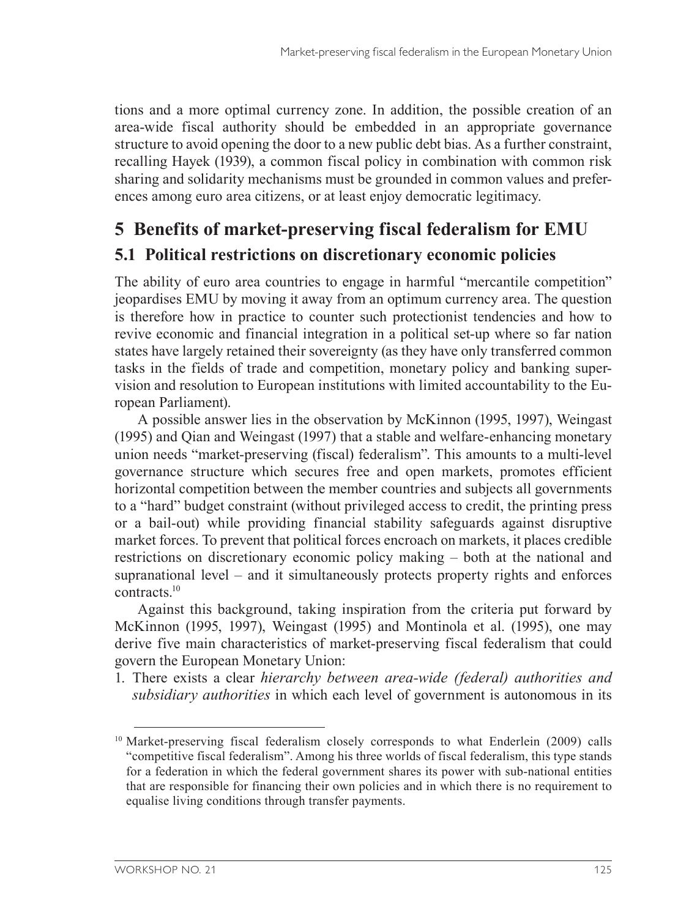tions and a more optimal currency zone. In addition, the possible creation of an area-wide fiscal authority should be embedded in an appropriate governance structure to avoid opening the door to a new public debt bias. As a further constraint, recalling Hayek (1939), a common fiscal policy in combination with common risk sharing and solidarity mechanisms must be grounded in common values and preferences among euro area citizens, or at least enjoy democratic legitimacy.

## 5 Benefits of market-preserving fiscal federalism for EMU

### 5.1 Political restrictions on discretionary economic policies

The ability of euro area countries to engage in harmful "mercantile competition" jeopardises EMU by moving it away from an optimum currency area. The question is therefore how in practice to counter such protectionist tendencies and how to revive economic and financial integration in a political set-up where so far nation states have largely retained their sovereignty (as they have only transferred common tasks in the fields of trade and competition, monetary policy and banking supervision and resolution to European institutions with limited accountability to the European Parliament).

A possible answer lies in the observation by McKinnon (1995, 1997), Weingast (1995) and Qian and Weingast (1997) that a stable and welfare-enhancing monetary union needs "market-preserving (fiscal) federalism". This amounts to a multi-level governance structure which secures free and open markets, promotes efficient horizontal competition between the member countries and subjects all governments to a "hard" budget constraint (without privileged access to credit, the printing press or a bail-out) while providing financial stability safeguards against disruptive market forces. To prevent that political forces encroach on markets, it places credible restrictions on discretionary economic policy making – both at the national and supranational level – and it simultaneously protects property rights and enforces contracts.[10]

Against this background, taking inspiration from the criteria put forward by McKinnon (1995, 1997), Weingast (1995) and Montinola et al. (1995), one may derive five main characteristics of market-preserving fiscal federalism that could govern the European Monetary Union:

1. There exists a clear *hierarchy between area-wide (federal) authorities and subsidiary authorities* in which each level of government is autonomous in its

[10] Market-preserving fiscal federalism closely corresponds to what Enderlein (2009) calls "competitive fiscal federalism". Among his three worlds of fiscal federalism, this type stands for a federation in which the federal government shares its power with sub-national entities that are responsible for financing their own policies and in which there is no requirement to equalise living conditions through transfer payments.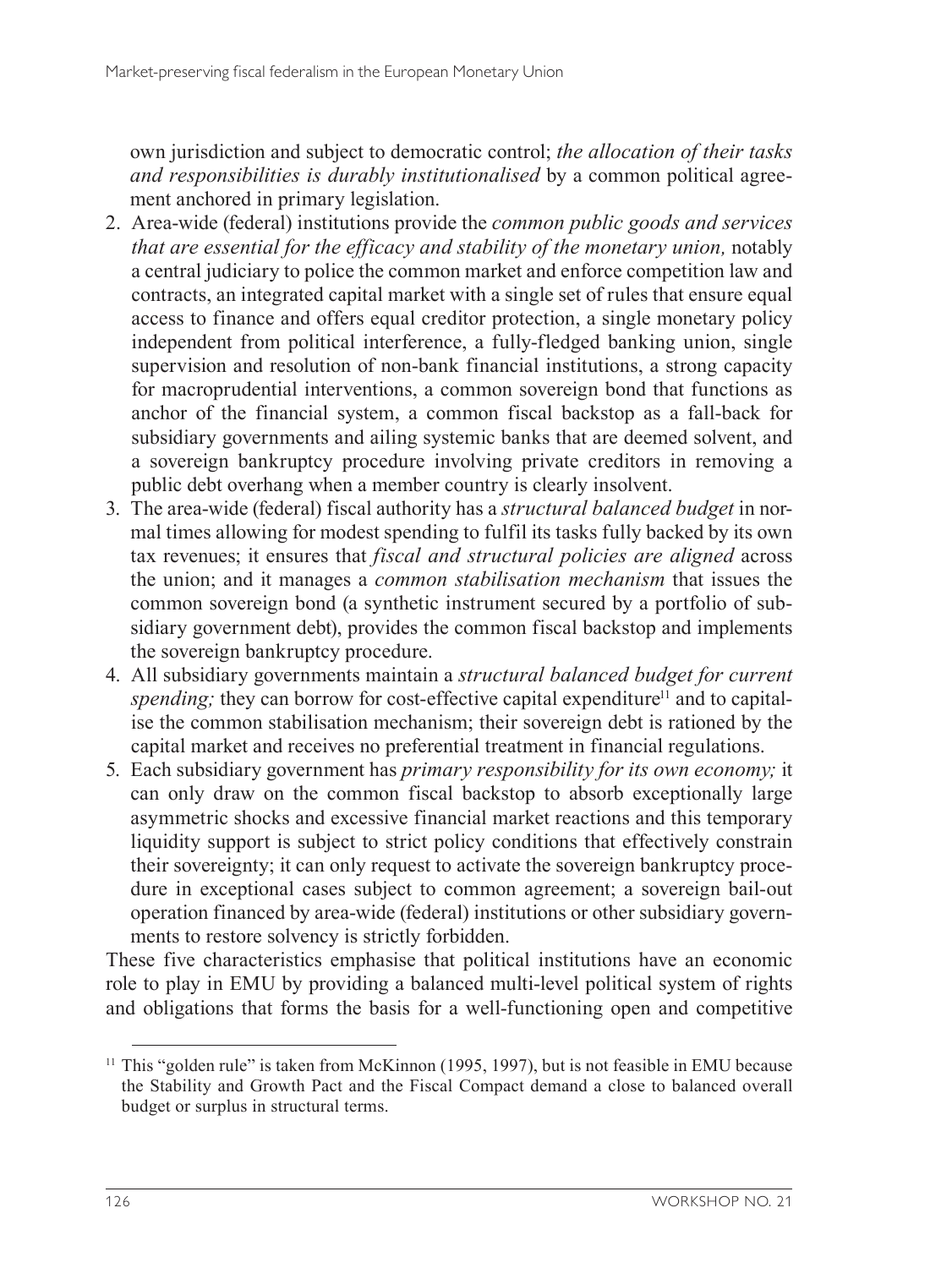own jurisdiction and subject to democratic control; *the allocation of their tasks and responsibilities is durably institutionalised* by a common political agreement anchored in primary legislation.

2. Area-wide (federal) institutions provide the *common public goods and services that are essential for the efficacy and stability of the monetary union,* notably a central judiciary to police the common market and enforce competition law and contracts, an integrated capital market with a single set of rules that ensure equal access to finance and offers equal creditor protection, a single monetary policy independent from political interference, a fully-fledged banking union, single supervision and resolution of non-bank financial institutions, a strong capacity for macroprudential interventions, a common sovereign bond that functions as anchor of the financial system, a common fiscal backstop as a fall-back for subsidiary governments and ailing systemic banks that are deemed solvent, and a sovereign bankruptcy procedure involving private creditors in removing a public debt overhang when a member country is clearly insolvent.
3. The area-wide (federal) fiscal authority has a *structural balanced budget* in normal times allowing for modest spending to fulfil its tasks fully backed by its own tax revenues; it ensures that *fiscal and structural policies are aligned* across the union; and it manages a *common stabilisation mechanism* that issues the common sovereign bond (a synthetic instrument secured by a portfolio of subsidiary government debt), provides the common fiscal backstop and implements the sovereign bankruptcy procedure.
4. All subsidiary governments maintain a *structural balanced budget for current spending;* they can borrow for cost-effective capital expenditure[11] and to capitalise the common stabilisation mechanism; their sovereign debt is rationed by the capital market and receives no preferential treatment in financial regulations.
5. Each subsidiary government has *primary responsibility for its own economy;* it can only draw on the common fiscal backstop to absorb exceptionally large asymmetric shocks and excessive financial market reactions and this temporary liquidity support is subject to strict policy conditions that effectively constrain their sovereignty; it can only request to activate the sovereign bankruptcy procedure in exceptional cases subject to common agreement; a sovereign bail-out operation financed by area-wide (federal) institutions or other subsidiary governments to restore solvency is strictly forbidden.

These five characteristics emphasise that political institutions have an economic role to play in EMU by providing a balanced multi-level political system of rights and obligations that forms the basis for a well-functioning open and competitive

[11] This "golden rule" is taken from McKinnon (1995, 1997), but is not feasible in EMU because the Stability and Growth Pact and the Fiscal Compact demand a close to balanced overall budget or surplus in structural terms.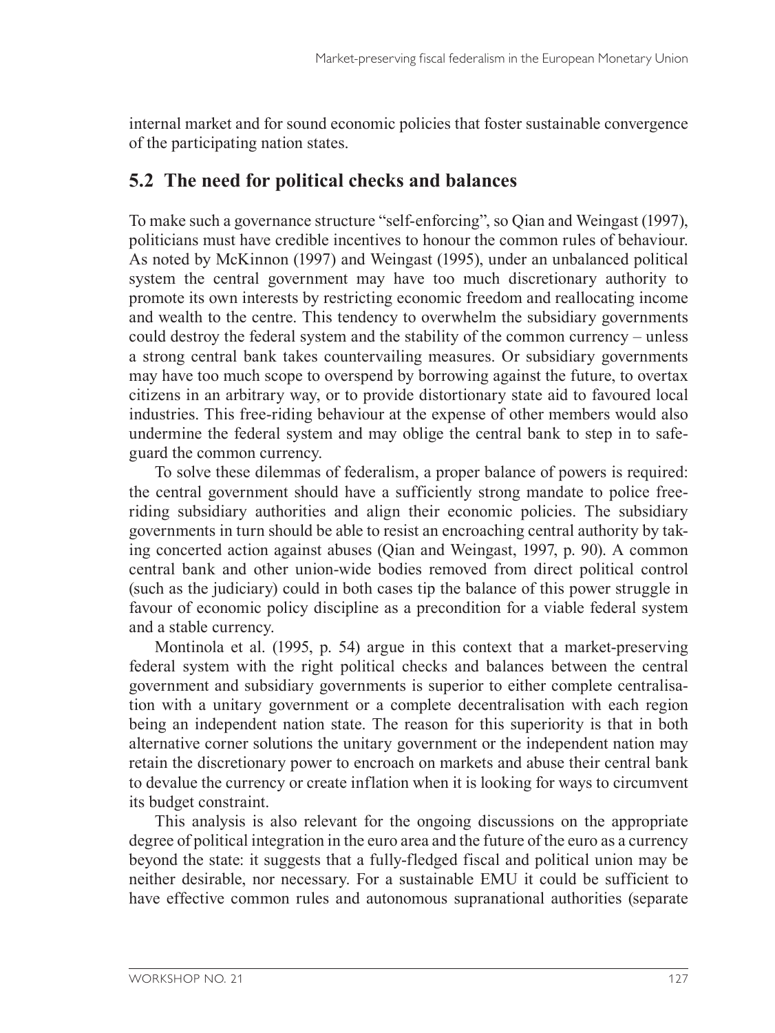internal market and for sound economic policies that foster sustainable convergence of the participating nation states.

## 5.2 The need for political checks and balances

To make such a governance structure "self-enforcing", so Qian and Weingast (1997), politicians must have credible incentives to honour the common rules of behaviour. As noted by McKinnon (1997) and Weingast (1995), under an unbalanced political system the central government may have too much discretionary authority to promote its own interests by restricting economic freedom and reallocating income and wealth to the centre. This tendency to overwhelm the subsidiary governments could destroy the federal system and the stability of the common currency – unless a strong central bank takes countervailing measures. Or subsidiary governments may have too much scope to overspend by borrowing against the future, to overtax citizens in an arbitrary way, or to provide distortionary state aid to favoured local industries. This free-riding behaviour at the expense of other members would also undermine the federal system and may oblige the central bank to step in to safeguard the common currency.

To solve these dilemmas of federalism, a proper balance of powers is required: the central government should have a sufficiently strong mandate to police free-riding subsidiary authorities and align their economic policies. The subsidiary governments in turn should be able to resist an encroaching central authority by taking concerted action against abuses (Qian and Weingast, 1997, p. 90). A common central bank and other union-wide bodies removed from direct political control (such as the judiciary) could in both cases tip the balance of this power struggle in favour of economic policy discipline as a precondition for a viable federal system and a stable currency.

Montinola et al. (1995, p. 54) argue in this context that a market-preserving federal system with the right political checks and balances between the central government and subsidiary governments is superior to either complete centralisation with a unitary government or a complete decentralisation with each region being an independent nation state. The reason for this superiority is that in both alternative corner solutions the unitary government or the independent nation may retain the discretionary power to encroach on markets and abuse their central bank to devalue the currency or create inflation when it is looking for ways to circumvent its budget constraint.

This analysis is also relevant for the ongoing discussions on the appropriate degree of political integration in the euro area and the future of the euro as a currency beyond the state: it suggests that a fully-fledged fiscal and political union may be neither desirable, nor necessary. For a sustainable EMU it could be sufficient to have effective common rules and autonomous supranational authorities (separate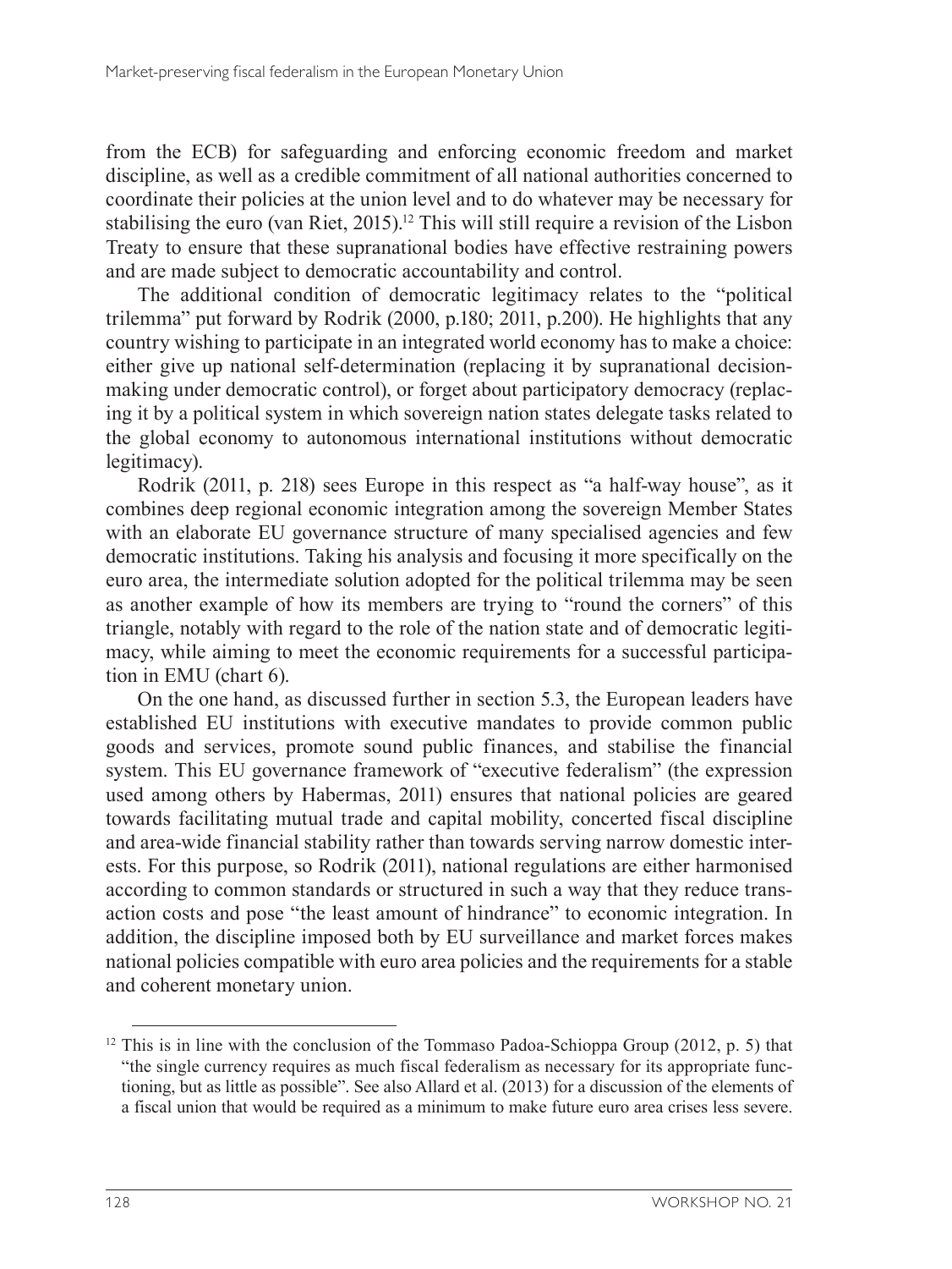from the ECB) for safeguarding and enforcing economic freedom and market discipline, as well as a credible commitment of all national authorities concerned to coordinate their policies at the union level and to do whatever may be necessary for stabilising the euro (van Riet, 2015).[12] This will still require a revision of the Lisbon Treaty to ensure that these supranational bodies have effective restraining powers and are made subject to democratic accountability and control.

The additional condition of democratic legitimacy relates to the "political trilemma" put forward by Rodrik (2000, p.180; 2011, p.200). He highlights that any country wishing to participate in an integrated world economy has to make a choice: either give up national self-determination (replacing it by supranational decision-making under democratic control), or forget about participatory democracy (replacing it by a political system in which sovereign nation states delegate tasks related to the global economy to autonomous international institutions without democratic legitimacy).

Rodrik (2011, p. 218) sees Europe in this respect as "a half-way house", as it combines deep regional economic integration among the sovereign Member States with an elaborate EU governance structure of many specialised agencies and few democratic institutions. Taking his analysis and focusing it more specifically on the euro area, the intermediate solution adopted for the political trilemma may be seen as another example of how its members are trying to "round the corners" of this triangle, notably with regard to the role of the nation state and of democratic legitimacy, while aiming to meet the economic requirements for a successful participation in EMU (chart 6).

On the one hand, as discussed further in section 5.3, the European leaders have established EU institutions with executive mandates to provide common public goods and services, promote sound public finances, and stabilise the financial system. This EU governance framework of "executive federalism" (the expression used among others by Habermas, 2011) ensures that national policies are geared towards facilitating mutual trade and capital mobility, concerted fiscal discipline and area-wide financial stability rather than towards serving narrow domestic interests. For this purpose, so Rodrik (2011), national regulations are either harmonised according to common standards or structured in such a way that they reduce transaction costs and pose "the least amount of hindrance" to economic integration. In addition, the discipline imposed both by EU surveillance and market forces makes national policies compatible with euro area policies and the requirements for a stable and coherent monetary union.

---

[12] This is in line with the conclusion of the Tommaso Padoa-Schioppa Group (2012, p. 5) that "the single currency requires as much fiscal federalism as necessary for its appropriate functioning, but as little as possible". See also Allard et al. (2013) for a discussion of the elements of a fiscal union that would be required as a minimum to make future euro area crises less severe.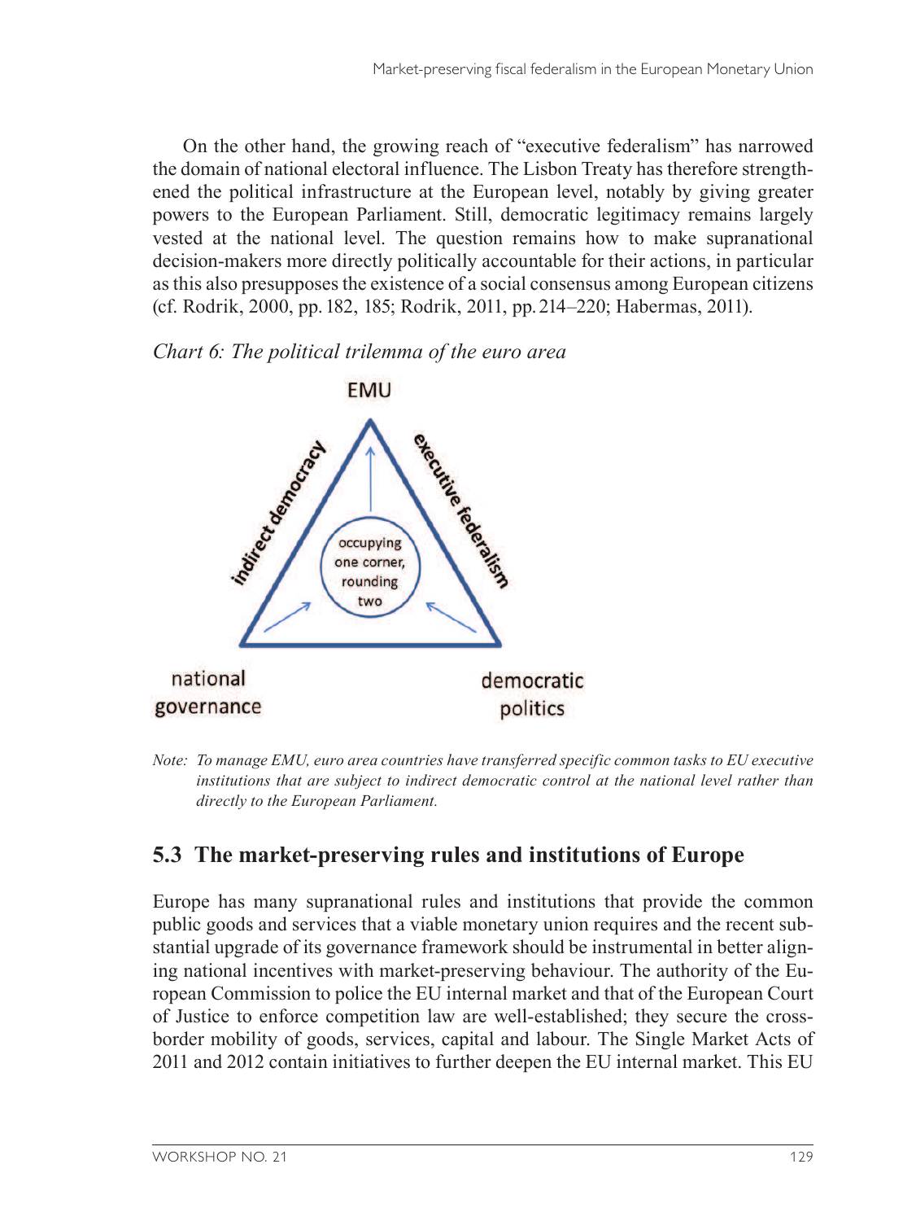On the other hand, the growing reach of "executive federalism" has narrowed the domain of national electoral influence. The Lisbon Treaty has therefore strengthened the political infrastructure at the European level, notably by giving greater powers to the European Parliament. Still, democratic legitimacy remains largely vested at the national level. The question remains how to make supranational decision-makers more directly politically accountable for their actions, in particular as this also presupposes the existence of a social consensus among European citizens (cf. Rodrik, 2000, pp. 182, 185; Rodrik, 2011, pp. 214–220; Habermas, 2011).

*Chart 6: The political trilemma of the euro area*

EMU

indirect democracy

executive federalism

occupying one corner, rounding two

national governance

democratic politics

*Note: To manage EMU, euro area countries have transferred specific common tasks to EU executive institutions that are subject to indirect democratic control at the national level rather than directly to the European Parliament.*

## 5.3 The market-preserving rules and institutions of Europe

Europe has many supranational rules and institutions that provide the common public goods and services that a viable monetary union requires and the recent substantial upgrade of its governance framework should be instrumental in better aligning national incentives with market-preserving behaviour. The authority of the European Commission to police the EU internal market and that of the European Court of Justice to enforce competition law are well-established; they secure the cross-border mobility of goods, services, capital and labour. The Single Market Acts of 2011 and 2012 contain initiatives to further deepen the EU internal market. This EU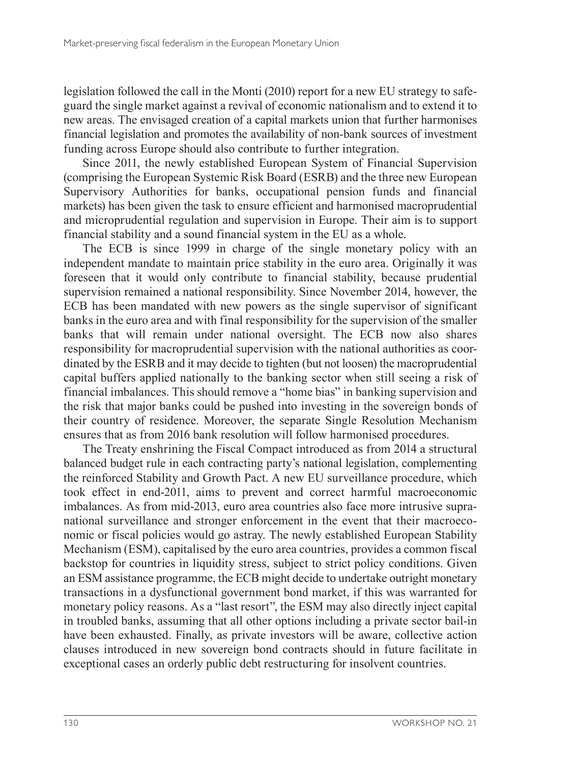legislation followed the call in the Monti (2010) report for a new EU strategy to safeguard the single market against a revival of economic nationalism and to extend it to new areas. The envisaged creation of a capital markets union that further harmonises financial legislation and promotes the availability of non-bank sources of investment funding across Europe should also contribute to further integration.

Since 2011, the newly established European System of Financial Supervision (comprising the European Systemic Risk Board (ESRB) and the three new European Supervisory Authorities for banks, occupational pension funds and financial markets) has been given the task to ensure efficient and harmonised macroprudential and microprudential regulation and supervision in Europe. Their aim is to support financial stability and a sound financial system in the EU as a whole.

The ECB is since 1999 in charge of the single monetary policy with an independent mandate to maintain price stability in the euro area. Originally it was foreseen that it would only contribute to financial stability, because prudential supervision remained a national responsibility. Since November 2014, however, the ECB has been mandated with new powers as the single supervisor of significant banks in the euro area and with final responsibility for the supervision of the smaller banks that will remain under national oversight. The ECB now also shares responsibility for macroprudential supervision with the national authorities as coordinated by the ESRB and it may decide to tighten (but not loosen) the macroprudential capital buffers applied nationally to the banking sector when still seeing a risk of financial imbalances. This should remove a "home bias" in banking supervision and the risk that major banks could be pushed into investing in the sovereign bonds of their country of residence. Moreover, the separate Single Resolution Mechanism ensures that as from 2016 bank resolution will follow harmonised procedures.

The Treaty enshrining the Fiscal Compact introduced as from 2014 a structural balanced budget rule in each contracting party's national legislation, complementing the reinforced Stability and Growth Pact. A new EU surveillance procedure, which took effect in end-2011, aims to prevent and correct harmful macroeconomic imbalances. As from mid-2013, euro area countries also face more intrusive supranational surveillance and stronger enforcement in the event that their macroeconomic or fiscal policies would go astray. The newly established European Stability Mechanism (ESM), capitalised by the euro area countries, provides a common fiscal backstop for countries in liquidity stress, subject to strict policy conditions. Given an ESM assistance programme, the ECB might decide to undertake outright monetary transactions in a dysfunctional government bond market, if this was warranted for monetary policy reasons. As a "last resort", the ESM may also directly inject capital in troubled banks, assuming that all other options including a private sector bail-in have been exhausted. Finally, as private investors will be aware, collective action clauses introduced in new sovereign bond contracts should in future facilitate in exceptional cases an orderly public debt restructuring for insolvent countries.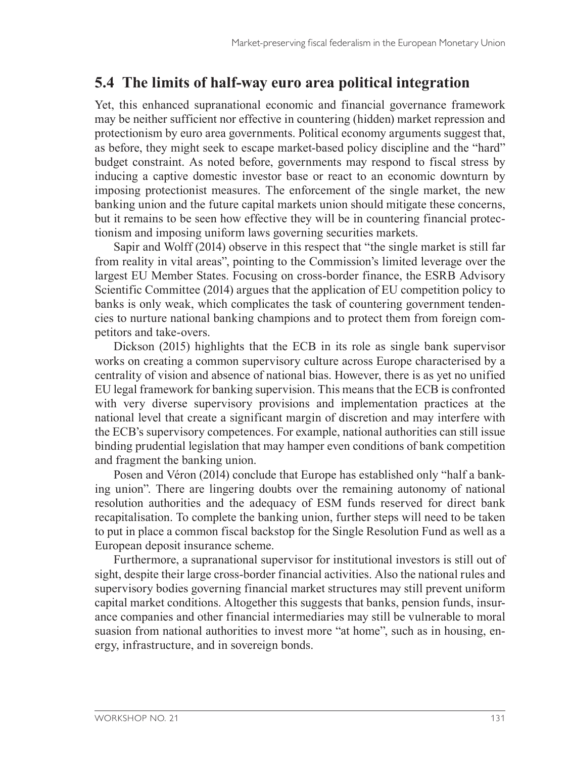## 5.4 The limits of half-way euro area political integration

Yet, this enhanced supranational economic and financial governance framework may be neither sufficient nor effective in countering (hidden) market repression and protectionism by euro area governments. Political economy arguments suggest that, as before, they might seek to escape market-based policy discipline and the "hard" budget constraint. As noted before, governments may respond to fiscal stress by inducing a captive domestic investor base or react to an economic downturn by imposing protectionist measures. The enforcement of the single market, the new banking union and the future capital markets union should mitigate these concerns, but it remains to be seen how effective they will be in countering financial protectionism and imposing uniform laws governing securities markets.

Sapir and Wolff (2014) observe in this respect that "the single market is still far from reality in vital areas", pointing to the Commission's limited leverage over the largest EU Member States. Focusing on cross-border finance, the ESRB Advisory Scientific Committee (2014) argues that the application of EU competition policy to banks is only weak, which complicates the task of countering government tendencies to nurture national banking champions and to protect them from foreign competitors and take-overs.

Dickson (2015) highlights that the ECB in its role as single bank supervisor works on creating a common supervisory culture across Europe characterised by a centrality of vision and absence of national bias. However, there is as yet no unified EU legal framework for banking supervision. This means that the ECB is confronted with very diverse supervisory provisions and implementation practices at the national level that create a significant margin of discretion and may interfere with the ECB's supervisory competences. For example, national authorities can still issue binding prudential legislation that may hamper even conditions of bank competition and fragment the banking union.

Posen and Véron (2014) conclude that Europe has established only "half a banking union". There are lingering doubts over the remaining autonomy of national resolution authorities and the adequacy of ESM funds reserved for direct bank recapitalisation. To complete the banking union, further steps will need to be taken to put in place a common fiscal backstop for the Single Resolution Fund as well as a European deposit insurance scheme.

Furthermore, a supranational supervisor for institutional investors is still out of sight, despite their large cross-border financial activities. Also the national rules and supervisory bodies governing financial market structures may still prevent uniform capital market conditions. Altogether this suggests that banks, pension funds, insurance companies and other financial intermediaries may still be vulnerable to moral suasion from national authorities to invest more "at home", such as in housing, energy, infrastructure, and in sovereign bonds.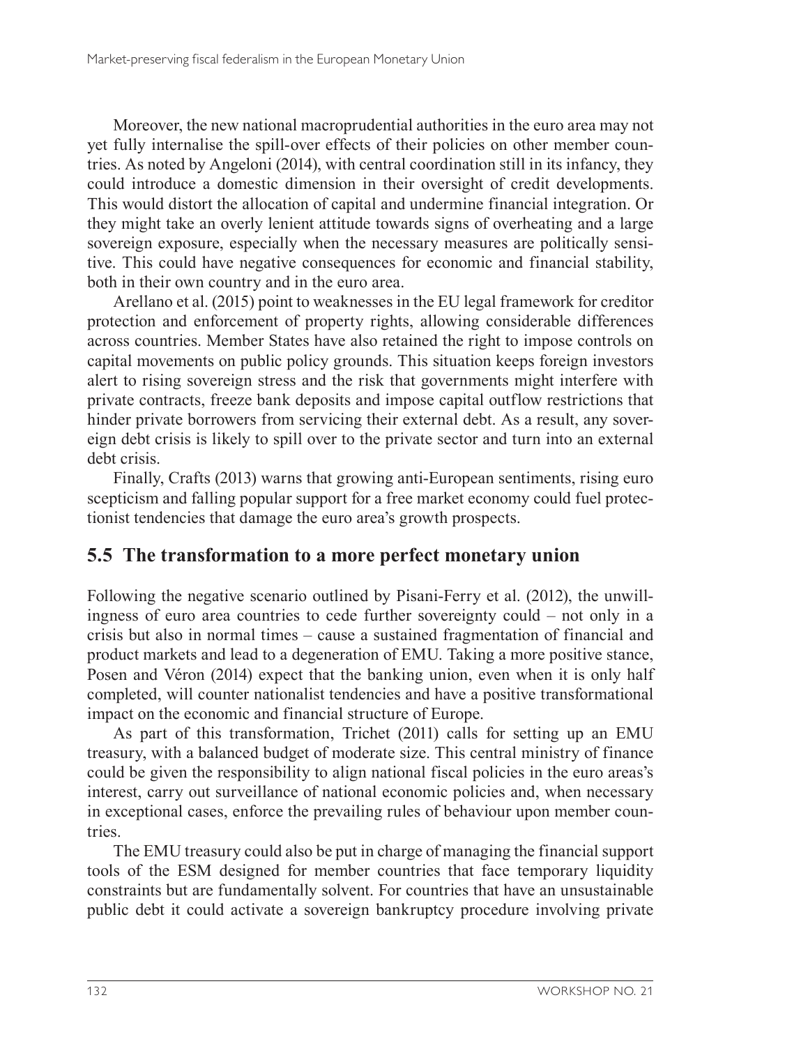Moreover, the new national macroprudential authorities in the euro area may not yet fully internalise the spill-over effects of their policies on other member countries. As noted by Angeloni (2014), with central coordination still in its infancy, they could introduce a domestic dimension in their oversight of credit developments. This would distort the allocation of capital and undermine financial integration. Or they might take an overly lenient attitude towards signs of overheating and a large sovereign exposure, especially when the necessary measures are politically sensitive. This could have negative consequences for economic and financial stability, both in their own country and in the euro area.

Arellano et al. (2015) point to weaknesses in the EU legal framework for creditor protection and enforcement of property rights, allowing considerable differences across countries. Member States have also retained the right to impose controls on capital movements on public policy grounds. This situation keeps foreign investors alert to rising sovereign stress and the risk that governments might interfere with private contracts, freeze bank deposits and impose capital outflow restrictions that hinder private borrowers from servicing their external debt. As a result, any sovereign debt crisis is likely to spill over to the private sector and turn into an external debt crisis.

Finally, Crafts (2013) warns that growing anti-European sentiments, rising euro scepticism and falling popular support for a free market economy could fuel protectionist tendencies that damage the euro area's growth prospects.

## 5.5 The transformation to a more perfect monetary union

Following the negative scenario outlined by Pisani-Ferry et al. (2012), the unwillingness of euro area countries to cede further sovereignty could – not only in a crisis but also in normal times – cause a sustained fragmentation of financial and product markets and lead to a degeneration of EMU. Taking a more positive stance, Posen and Véron (2014) expect that the banking union, even when it is only half completed, will counter nationalist tendencies and have a positive transformational impact on the economic and financial structure of Europe.

As part of this transformation, Trichet (2011) calls for setting up an EMU treasury, with a balanced budget of moderate size. This central ministry of finance could be given the responsibility to align national fiscal policies in the euro areas's interest, carry out surveillance of national economic policies and, when necessary in exceptional cases, enforce the prevailing rules of behaviour upon member countries.

The EMU treasury could also be put in charge of managing the financial support tools of the ESM designed for member countries that face temporary liquidity constraints but are fundamentally solvent. For countries that have an unsustainable public debt it could activate a sovereign bankruptcy procedure involving private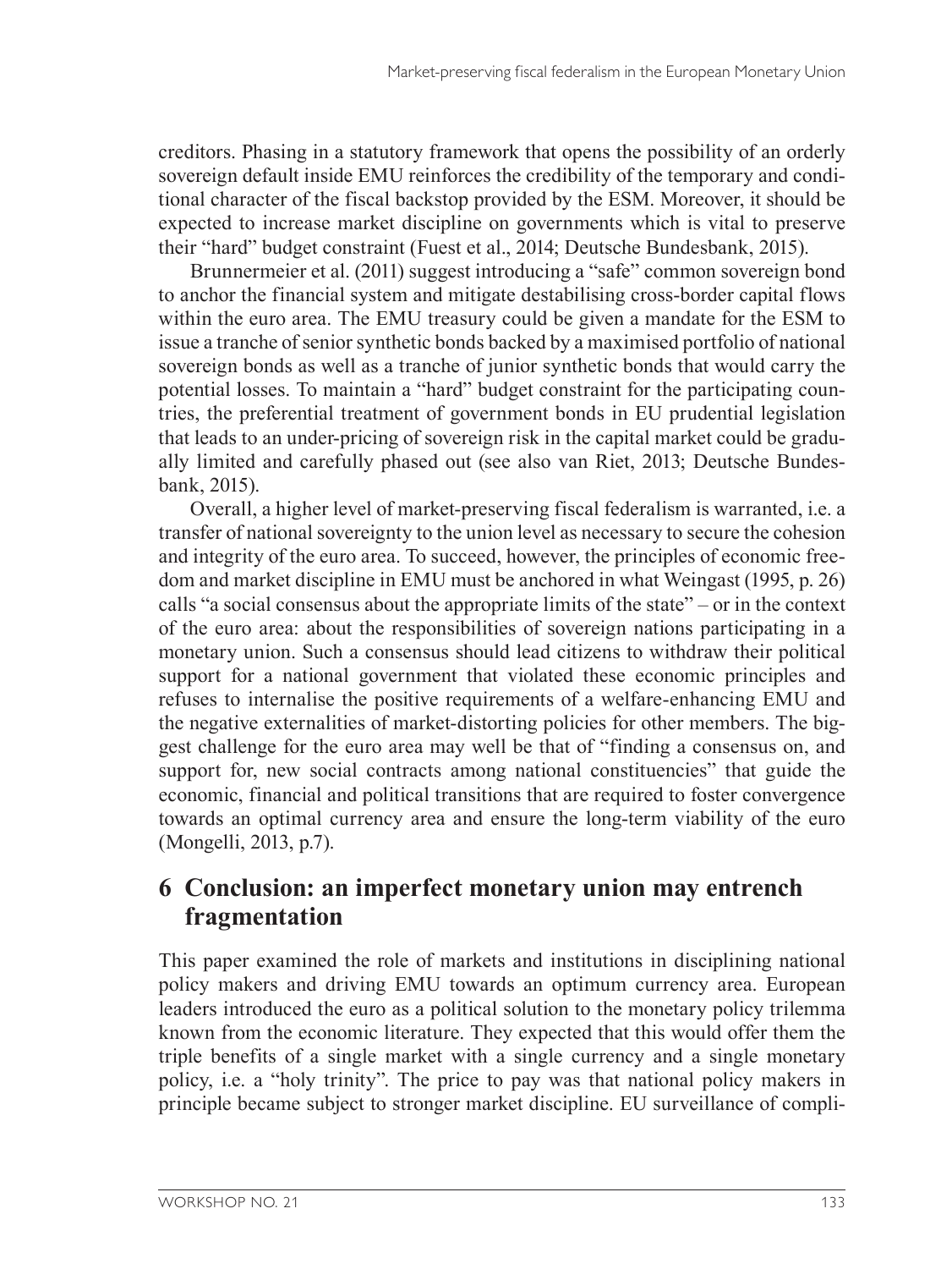creditors. Phasing in a statutory framework that opens the possibility of an orderly sovereign default inside EMU reinforces the credibility of the temporary and conditional character of the fiscal backstop provided by the ESM. Moreover, it should be expected to increase market discipline on governments which is vital to preserve their "hard" budget constraint (Fuest et al., 2014; Deutsche Bundesbank, 2015).

Brunnermeier et al. (2011) suggest introducing a "safe" common sovereign bond to anchor the financial system and mitigate destabilising cross-border capital flows within the euro area. The EMU treasury could be given a mandate for the ESM to issue a tranche of senior synthetic bonds backed by a maximised portfolio of national sovereign bonds as well as a tranche of junior synthetic bonds that would carry the potential losses. To maintain a "hard" budget constraint for the participating countries, the preferential treatment of government bonds in EU prudential legislation that leads to an under-pricing of sovereign risk in the capital market could be gradually limited and carefully phased out (see also van Riet, 2013; Deutsche Bundesbank, 2015).

Overall, a higher level of market-preserving fiscal federalism is warranted, i.e. a transfer of national sovereignty to the union level as necessary to secure the cohesion and integrity of the euro area. To succeed, however, the principles of economic freedom and market discipline in EMU must be anchored in what Weingast (1995, p. 26) calls "a social consensus about the appropriate limits of the state" – or in the context of the euro area: about the responsibilities of sovereign nations participating in a monetary union. Such a consensus should lead citizens to withdraw their political support for a national government that violated these economic principles and refuses to internalise the positive requirements of a welfare-enhancing EMU and the negative externalities of market-distorting policies for other members. The biggest challenge for the euro area may well be that of "finding a consensus on, and support for, new social contracts among national constituencies" that guide the economic, financial and political transitions that are required to foster convergence towards an optimal currency area and ensure the long-term viability of the euro (Mongelli, 2013, p.7).

## 6 Conclusion: an imperfect monetary union may entrench fragmentation

This paper examined the role of markets and institutions in disciplining national policy makers and driving EMU towards an optimum currency area. European leaders introduced the euro as a political solution to the monetary policy trilemma known from the economic literature. They expected that this would offer them the triple benefits of a single market with a single currency and a single monetary policy, i.e. a "holy trinity". The price to pay was that national policy makers in principle became subject to stronger market discipline. EU surveillance of compli-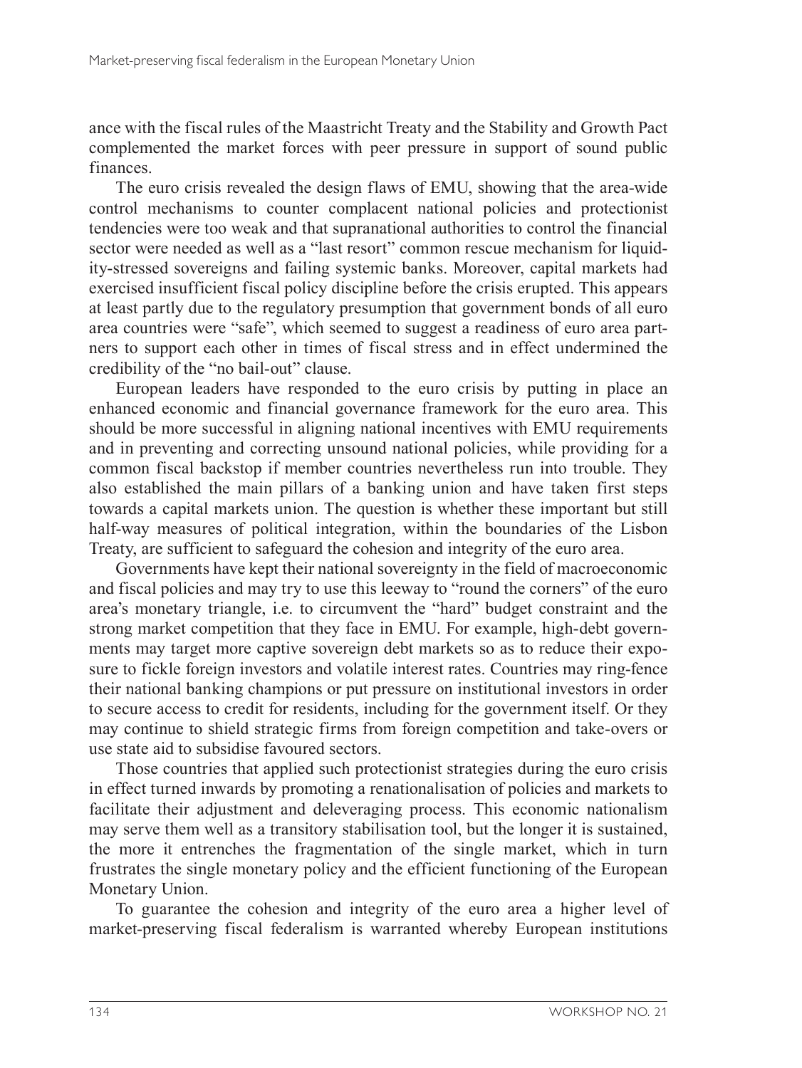ance with the fiscal rules of the Maastricht Treaty and the Stability and Growth Pact complemented the market forces with peer pressure in support of sound public finances.

The euro crisis revealed the design flaws of EMU, showing that the area-wide control mechanisms to counter complacent national policies and protectionist tendencies were too weak and that supranational authorities to control the financial sector were needed as well as a "last resort" common rescue mechanism for liquidity-stressed sovereigns and failing systemic banks. Moreover, capital markets had exercised insufficient fiscal policy discipline before the crisis erupted. This appears at least partly due to the regulatory presumption that government bonds of all euro area countries were "safe", which seemed to suggest a readiness of euro area partners to support each other in times of fiscal stress and in effect undermined the credibility of the "no bail-out" clause.

European leaders have responded to the euro crisis by putting in place an enhanced economic and financial governance framework for the euro area. This should be more successful in aligning national incentives with EMU requirements and in preventing and correcting unsound national policies, while providing for a common fiscal backstop if member countries nevertheless run into trouble. They also established the main pillars of a banking union and have taken first steps towards a capital markets union. The question is whether these important but still half-way measures of political integration, within the boundaries of the Lisbon Treaty, are sufficient to safeguard the cohesion and integrity of the euro area.

Governments have kept their national sovereignty in the field of macroeconomic and fiscal policies and may try to use this leeway to "round the corners" of the euro area's monetary triangle, i.e. to circumvent the "hard" budget constraint and the strong market competition that they face in EMU. For example, high-debt governments may target more captive sovereign debt markets so as to reduce their exposure to fickle foreign investors and volatile interest rates. Countries may ring-fence their national banking champions or put pressure on institutional investors in order to secure access to credit for residents, including for the government itself. Or they may continue to shield strategic firms from foreign competition and take-overs or use state aid to subsidise favoured sectors.

Those countries that applied such protectionist strategies during the euro crisis in effect turned inwards by promoting a renationalisation of policies and markets to facilitate their adjustment and deleveraging process. This economic nationalism may serve them well as a transitory stabilisation tool, but the longer it is sustained, the more it entrenches the fragmentation of the single market, which in turn frustrates the single monetary policy and the efficient functioning of the European Monetary Union.

To guarantee the cohesion and integrity of the euro area a higher level of market-preserving fiscal federalism is warranted whereby European institutions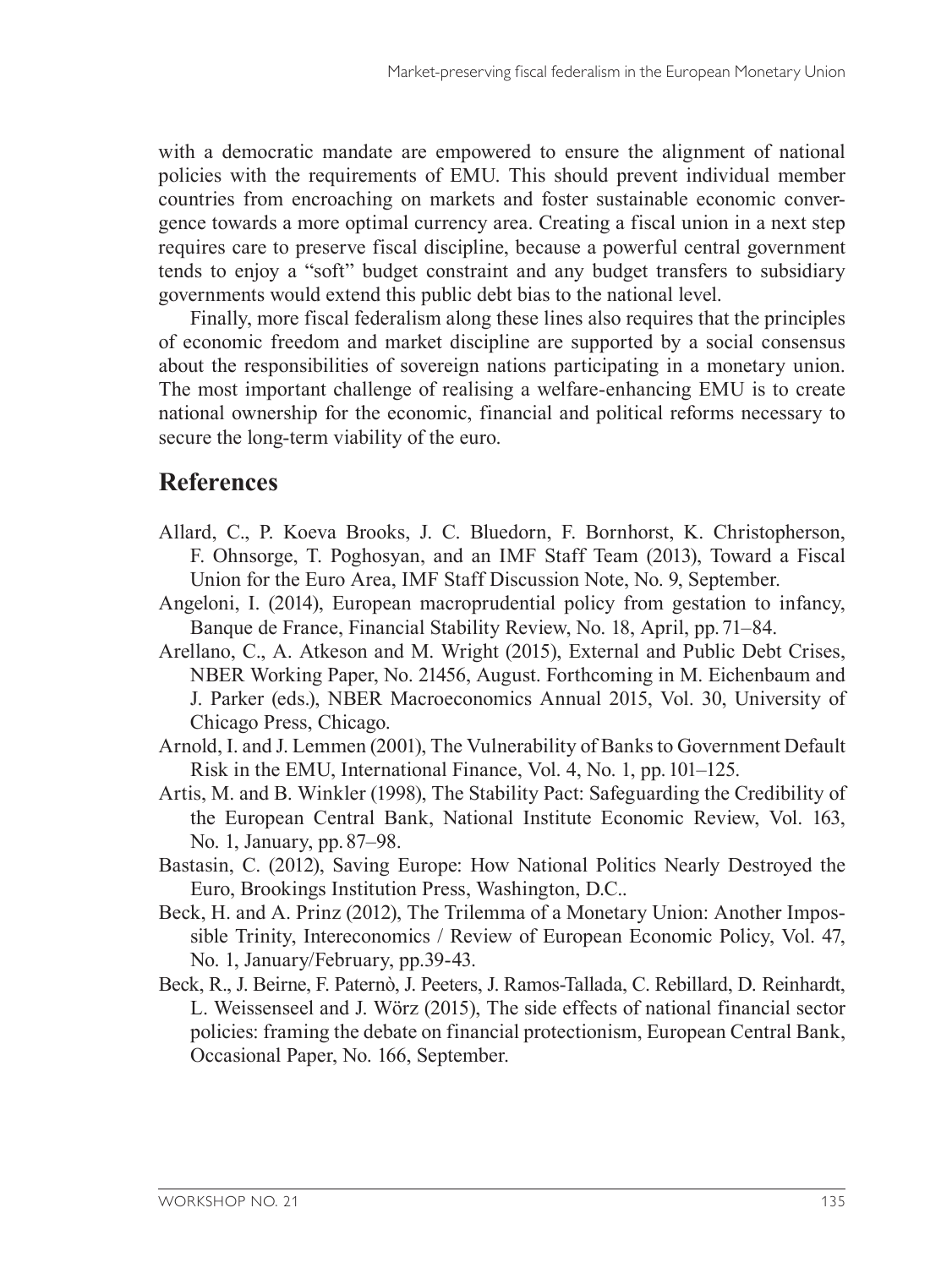with a democratic mandate are empowered to ensure the alignment of national policies with the requirements of EMU. This should prevent individual member countries from encroaching on markets and foster sustainable economic convergence towards a more optimal currency area. Creating a fiscal union in a next step requires care to preserve fiscal discipline, because a powerful central government tends to enjoy a "soft" budget constraint and any budget transfers to subsidiary governments would extend this public debt bias to the national level.

Finally, more fiscal federalism along these lines also requires that the principles of economic freedom and market discipline are supported by a social consensus about the responsibilities of sovereign nations participating in a monetary union. The most important challenge of realising a welfare-enhancing EMU is to create national ownership for the economic, financial and political reforms necessary to secure the long-term viability of the euro.

## References

Allard, C., P. Koeva Brooks, J. C. Bluedorn, F. Bornhorst, K. Christopherson, F. Ohnsorge, T. Poghosyan, and an IMF Staff Team (2013), Toward a Fiscal Union for the Euro Area, IMF Staff Discussion Note, No. 9, September.

Angeloni, I. (2014), European macroprudential policy from gestation to infancy, Banque de France, Financial Stability Review, No. 18, April, pp. 71–84.

Arellano, C., A. Atkeson and M. Wright (2015), External and Public Debt Crises, NBER Working Paper, No. 21456, August. Forthcoming in M. Eichenbaum and J. Parker (eds.), NBER Macroeconomics Annual 2015, Vol. 30, University of Chicago Press, Chicago.

Arnold, I. and J. Lemmen (2001), The Vulnerability of Banks to Government Default Risk in the EMU, International Finance, Vol. 4, No. 1, pp. 101–125.

Artis, M. and B. Winkler (1998), The Stability Pact: Safeguarding the Credibility of the European Central Bank, National Institute Economic Review, Vol. 163, No. 1, January, pp. 87–98.

Bastasin, C. (2012), Saving Europe: How National Politics Nearly Destroyed the Euro, Brookings Institution Press, Washington, D.C..

Beck, H. and A. Prinz (2012), The Trilemma of a Monetary Union: Another Impossible Trinity, Intereconomics / Review of European Economic Policy, Vol. 47, No. 1, January/February, pp.39-43.

Beck, R., J. Beirne, F. Paternò, J. Peeters, J. Ramos-Tallada, C. Rebillard, D. Reinhardt, L. Weissenseel and J. Wörz (2015), The side effects of national financial sector policies: framing the debate on financial protectionism, European Central Bank, Occasional Paper, No. 166, September.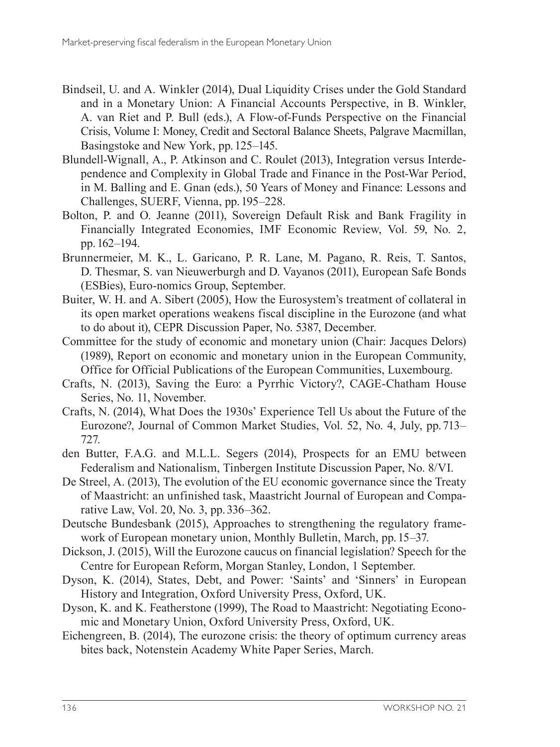Bindseil, U. and A. Winkler (2014), Dual Liquidity Crises under the Gold Standard and in a Monetary Union: A Financial Accounts Perspective, in B. Winkler, A. van Riet and P. Bull (eds.), A Flow-of-Funds Perspective on the Financial Crisis, Volume I: Money, Credit and Sectoral Balance Sheets, Palgrave Macmillan, Basingstoke and New York, pp. 125–145.

Blundell-Wignall, A., P. Atkinson and C. Roulet (2013), Integration versus Interdependence and Complexity in Global Trade and Finance in the Post-War Period, in M. Balling and E. Gnan (eds.), 50 Years of Money and Finance: Lessons and Challenges, SUERF, Vienna, pp. 195–228.

Bolton, P. and O. Jeanne (2011), Sovereign Default Risk and Bank Fragility in Financially Integrated Economies, IMF Economic Review, Vol. 59, No. 2, pp. 162–194.

Brunnermeier, M. K., L. Garicano, P. R. Lane, M. Pagano, R. Reis, T. Santos, D. Thesmar, S. van Nieuwerburgh and D. Vayanos (2011), European Safe Bonds (ESBies), Euro-nomics Group, September.

Buiter, W. H. and A. Sibert (2005), How the Eurosystem's treatment of collateral in its open market operations weakens fiscal discipline in the Eurozone (and what to do about it), CEPR Discussion Paper, No. 5387, December.

Committee for the study of economic and monetary union (Chair: Jacques Delors) (1989), Report on economic and monetary union in the European Community, Office for Official Publications of the European Communities, Luxembourg.

Crafts, N. (2013), Saving the Euro: a Pyrrhic Victory?, CAGE-Chatham House Series, No. 11, November.

Crafts, N. (2014), What Does the 1930s' Experience Tell Us about the Future of the Eurozone?, Journal of Common Market Studies, Vol. 52, No. 4, July, pp. 713–727.

den Butter, F.A.G. and M.L.L. Segers (2014), Prospects for an EMU between Federalism and Nationalism, Tinbergen Institute Discussion Paper, No. 8/VI.

De Streel, A. (2013), The evolution of the EU economic governance since the Treaty of Maastricht: an unfinished task, Maastricht Journal of European and Comparative Law, Vol. 20, No. 3, pp. 336–362.

Deutsche Bundesbank (2015), Approaches to strengthening the regulatory framework of European monetary union, Monthly Bulletin, March, pp. 15–37.

Dickson, J. (2015), Will the Eurozone caucus on financial legislation? Speech for the Centre for European Reform, Morgan Stanley, London, 1 September.

Dyson, K. (2014), States, Debt, and Power: 'Saints' and 'Sinners' in European History and Integration, Oxford University Press, Oxford, UK.

Dyson, K. and K. Featherstone (1999), The Road to Maastricht: Negotiating Economic and Monetary Union, Oxford University Press, Oxford, UK.

Eichengreen, B. (2014), The eurozone crisis: the theory of optimum currency areas bites back, Notenstein Academy White Paper Series, March.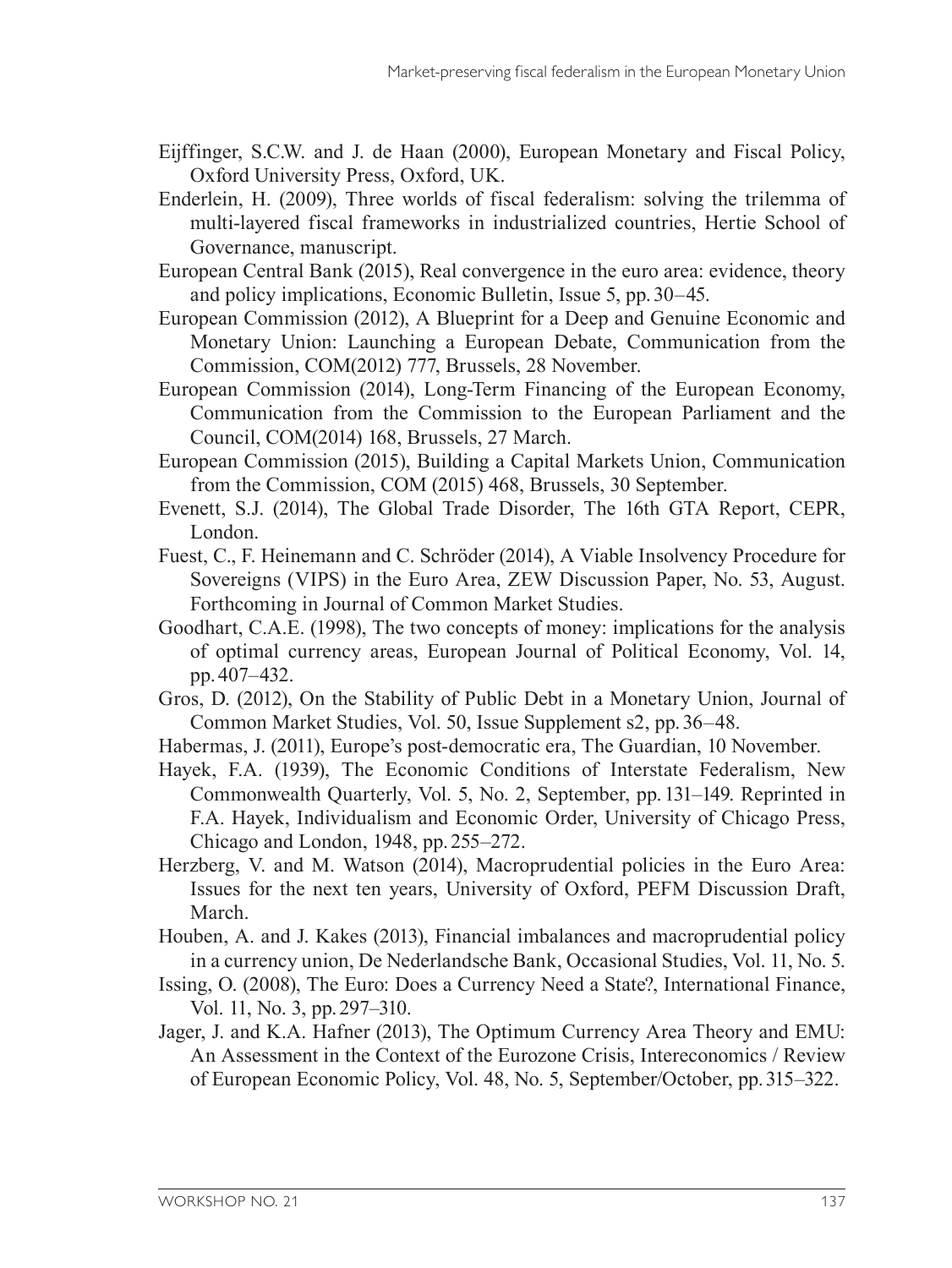Eijffinger, S.C.W. and J. de Haan (2000), European Monetary and Fiscal Policy, Oxford University Press, Oxford, UK.

Enderlein, H. (2009), Three worlds of fiscal federalism: solving the trilemma of multi-layered fiscal frameworks in industrialized countries, Hertie School of Governance, manuscript.

European Central Bank (2015), Real convergence in the euro area: evidence, theory and policy implications, Economic Bulletin, Issue 5, pp. 30–45.

European Commission (2012), A Blueprint for a Deep and Genuine Economic and Monetary Union: Launching a European Debate, Communication from the Commission, COM(2012) 777, Brussels, 28 November.

European Commission (2014), Long-Term Financing of the European Economy, Communication from the Commission to the European Parliament and the Council, COM(2014) 168, Brussels, 27 March.

European Commission (2015), Building a Capital Markets Union, Communication from the Commission, COM (2015) 468, Brussels, 30 September.

Evenett, S.J. (2014), The Global Trade Disorder, The 16th GTA Report, CEPR, London.

Fuest, C., F. Heinemann and C. Schröder (2014), A Viable Insolvency Procedure for Sovereigns (VIPS) in the Euro Area, ZEW Discussion Paper, No. 53, August. Forthcoming in Journal of Common Market Studies.

Goodhart, C.A.E. (1998), The two concepts of money: implications for the analysis of optimal currency areas, European Journal of Political Economy, Vol. 14, pp. 407–432.

Gros, D. (2012), On the Stability of Public Debt in a Monetary Union, Journal of Common Market Studies, Vol. 50, Issue Supplement s2, pp. 36–48.

Habermas, J. (2011), Europe's post-democratic era, The Guardian, 10 November.

Hayek, F.A. (1939), The Economic Conditions of Interstate Federalism, New Commonwealth Quarterly, Vol. 5, No. 2, September, pp. 131–149. Reprinted in F.A. Hayek, Individualism and Economic Order, University of Chicago Press, Chicago and London, 1948, pp. 255–272.

Herzberg, V. and M. Watson (2014), Macroprudential policies in the Euro Area: Issues for the next ten years, University of Oxford, PEFM Discussion Draft, March.

Houben, A. and J. Kakes (2013), Financial imbalances and macroprudential policy in a currency union, De Nederlandsche Bank, Occasional Studies, Vol. 11, No. 5.

Issing, O. (2008), The Euro: Does a Currency Need a State?, International Finance, Vol. 11, No. 3, pp. 297–310.

Jager, J. and K.A. Hafner (2013), The Optimum Currency Area Theory and EMU: An Assessment in the Context of the Eurozone Crisis, Intereconomics / Review of European Economic Policy, Vol. 48, No. 5, September/October, pp. 315–322.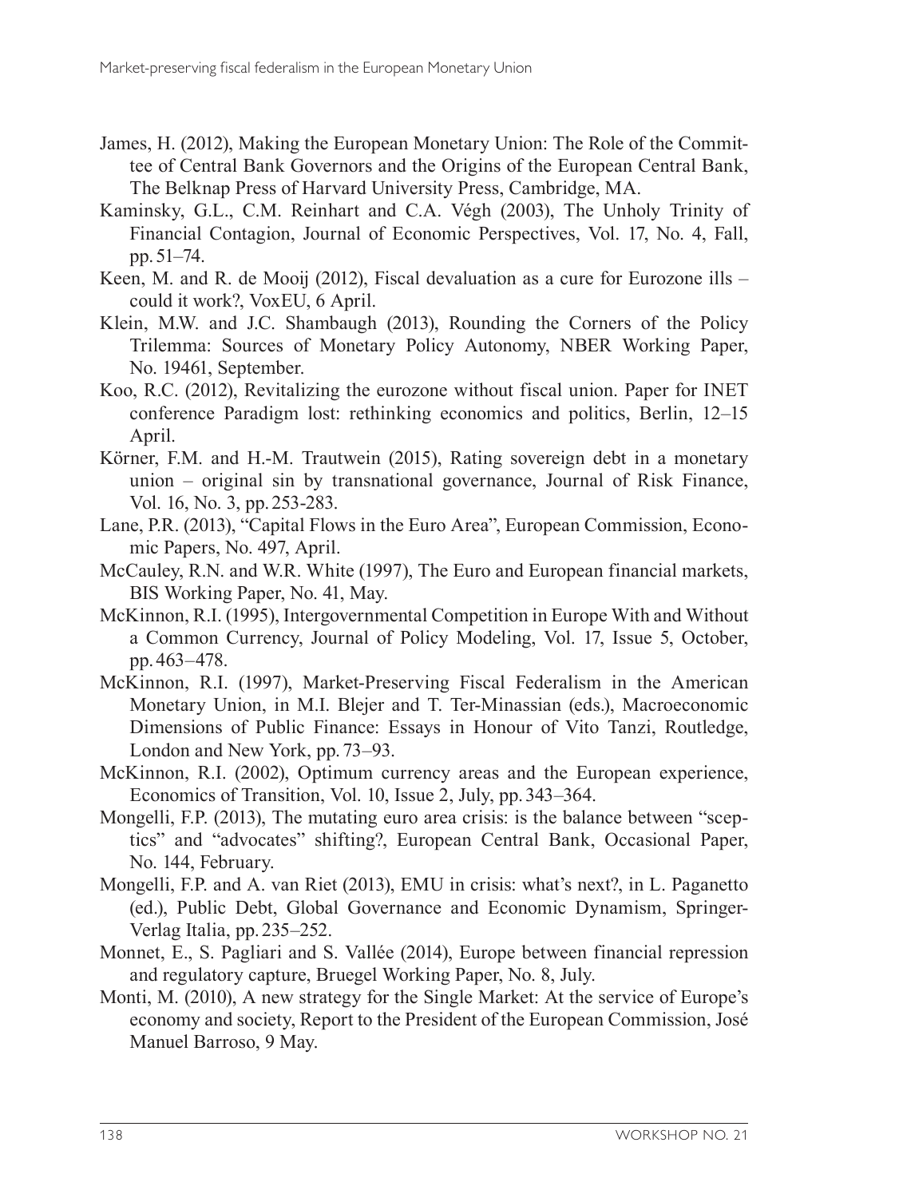James, H. (2012), Making the European Monetary Union: The Role of the Committee of Central Bank Governors and the Origins of the European Central Bank, The Belknap Press of Harvard University Press, Cambridge, MA.

Kaminsky, G.L., C.M. Reinhart and C.A. Végh (2003), The Unholy Trinity of Financial Contagion, Journal of Economic Perspectives, Vol. 17, No. 4, Fall, pp. 51–74.

Keen, M. and R. de Mooij (2012), Fiscal devaluation as a cure for Eurozone ills – could it work?, VoxEU, 6 April.

Klein, M.W. and J.C. Shambaugh (2013), Rounding the Corners of the Policy Trilemma: Sources of Monetary Policy Autonomy, NBER Working Paper, No. 19461, September.

Koo, R.C. (2012), Revitalizing the eurozone without fiscal union. Paper for INET conference Paradigm lost: rethinking economics and politics, Berlin, 12–15 April.

Körner, F.M. and H.-M. Trautwein (2015), Rating sovereign debt in a monetary union – original sin by transnational governance, Journal of Risk Finance, Vol. 16, No. 3, pp. 253-283.

Lane, P.R. (2013), "Capital Flows in the Euro Area", European Commission, Economic Papers, No. 497, April.

McCauley, R.N. and W.R. White (1997), The Euro and European financial markets, BIS Working Paper, No. 41, May.

McKinnon, R.I. (1995), Intergovernmental Competition in Europe With and Without a Common Currency, Journal of Policy Modeling, Vol. 17, Issue 5, October, pp. 463–478.

McKinnon, R.I. (1997), Market-Preserving Fiscal Federalism in the American Monetary Union, in M.I. Blejer and T. Ter-Minassian (eds.), Macroeconomic Dimensions of Public Finance: Essays in Honour of Vito Tanzi, Routledge, London and New York, pp. 73–93.

McKinnon, R.I. (2002), Optimum currency areas and the European experience, Economics of Transition, Vol. 10, Issue 2, July, pp. 343–364.

Mongelli, F.P. (2013), The mutating euro area crisis: is the balance between "sceptics" and "advocates" shifting?, European Central Bank, Occasional Paper, No. 144, February.

Mongelli, F.P. and A. van Riet (2013), EMU in crisis: what's next?, in L. Paganetto (ed.), Public Debt, Global Governance and Economic Dynamism, Springer-Verlag Italia, pp. 235–252.

Monnet, E., S. Pagliari and S. Vallée (2014), Europe between financial repression and regulatory capture, Bruegel Working Paper, No. 8, July.

Monti, M. (2010), A new strategy for the Single Market: At the service of Europe's economy and society, Report to the President of the European Commission, José Manuel Barroso, 9 May.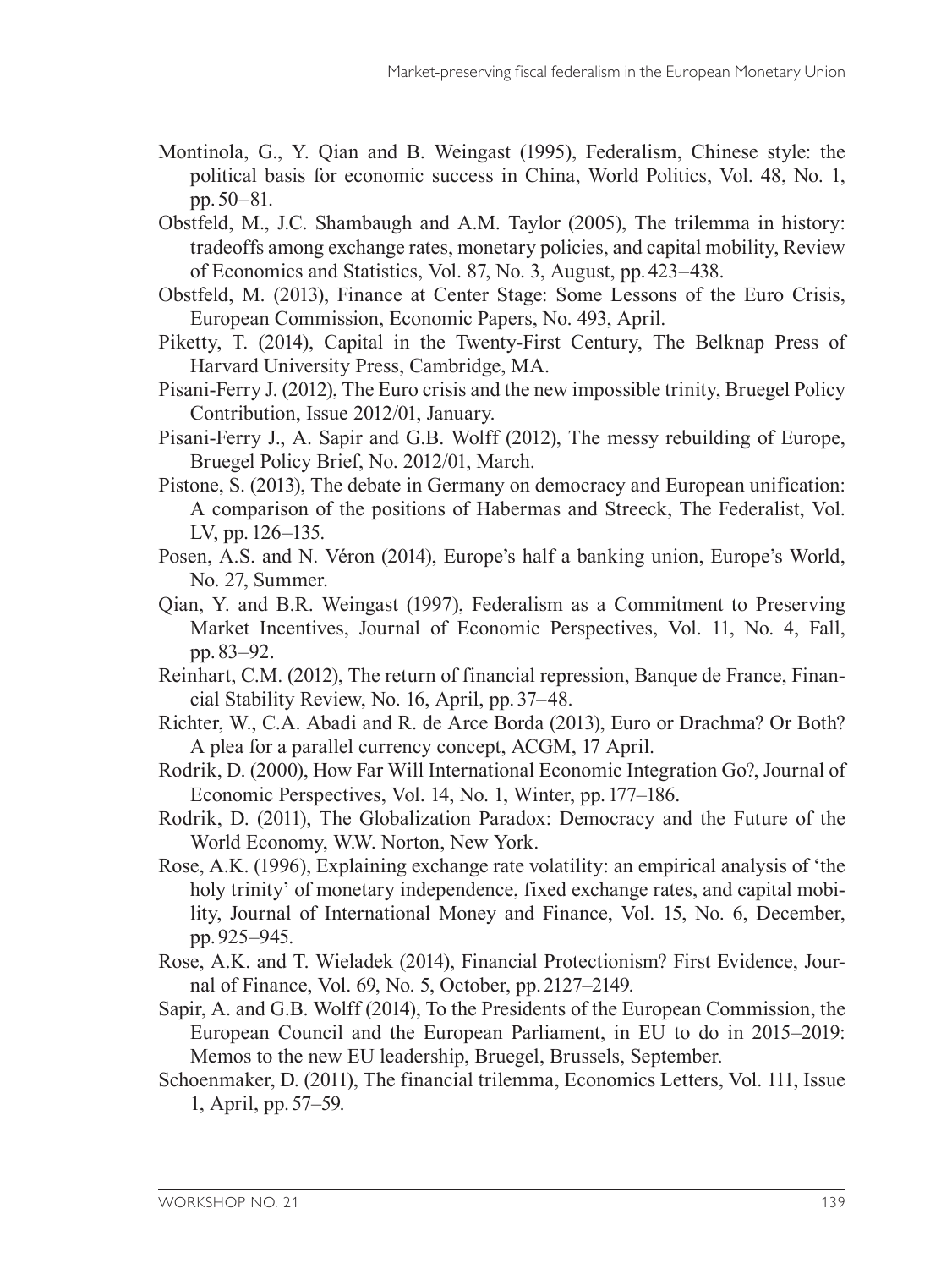Montinola, G., Y. Qian and B. Weingast (1995), Federalism, Chinese style: the political basis for economic success in China, World Politics, Vol. 48, No. 1, pp. 50–81.

Obstfeld, M., J.C. Shambaugh and A.M. Taylor (2005), The trilemma in history: tradeoffs among exchange rates, monetary policies, and capital mobility, Review of Economics and Statistics, Vol. 87, No. 3, August, pp. 423–438.

Obstfeld, M. (2013), Finance at Center Stage: Some Lessons of the Euro Crisis, European Commission, Economic Papers, No. 493, April.

Piketty, T. (2014), Capital in the Twenty-First Century, The Belknap Press of Harvard University Press, Cambridge, MA.

Pisani-Ferry J. (2012), The Euro crisis and the new impossible trinity, Bruegel Policy Contribution, Issue 2012/01, January.

Pisani-Ferry J., A. Sapir and G.B. Wolff (2012), The messy rebuilding of Europe, Bruegel Policy Brief, No. 2012/01, March.

Pistone, S. (2013), The debate in Germany on democracy and European unification: A comparison of the positions of Habermas and Streeck, The Federalist, Vol. LV, pp. 126–135.

Posen, A.S. and N. Véron (2014), Europe's half a banking union, Europe's World, No. 27, Summer.

Qian, Y. and B.R. Weingast (1997), Federalism as a Commitment to Preserving Market Incentives, Journal of Economic Perspectives, Vol. 11, No. 4, Fall, pp. 83–92.

Reinhart, C.M. (2012), The return of financial repression, Banque de France, Financial Stability Review, No. 16, April, pp. 37–48.

Richter, W., C.A. Abadi and R. de Arce Borda (2013), Euro or Drachma? Or Both? A plea for a parallel currency concept, ACGM, 17 April.

Rodrik, D. (2000), How Far Will International Economic Integration Go?, Journal of Economic Perspectives, Vol. 14, No. 1, Winter, pp. 177–186.

Rodrik, D. (2011), The Globalization Paradox: Democracy and the Future of the World Economy, W.W. Norton, New York.

Rose, A.K. (1996), Explaining exchange rate volatility: an empirical analysis of 'the holy trinity' of monetary independence, fixed exchange rates, and capital mobility, Journal of International Money and Finance, Vol. 15, No. 6, December, pp. 925–945.

Rose, A.K. and T. Wieladek (2014), Financial Protectionism? First Evidence, Journal of Finance, Vol. 69, No. 5, October, pp. 2127–2149.

Sapir, A. and G.B. Wolff (2014), To the Presidents of the European Commission, the European Council and the European Parliament, in EU to do in 2015–2019: Memos to the new EU leadership, Bruegel, Brussels, September.

Schoenmaker, D. (2011), The financial trilemma, Economics Letters, Vol. 111, Issue 1, April, pp. 57–59.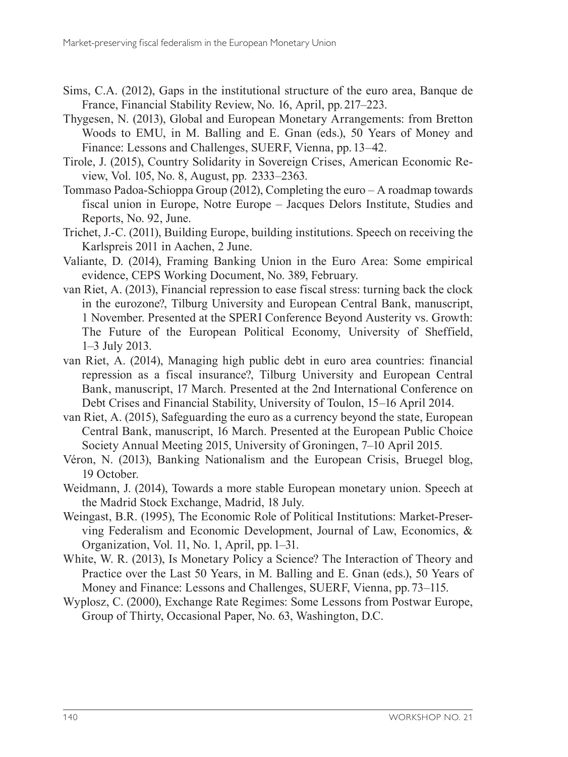Sims, C.A. (2012), Gaps in the institutional structure of the euro area, Banque de France, Financial Stability Review, No. 16, April, pp. 217–223.

Thygesen, N. (2013), Global and European Monetary Arrangements: from Bretton Woods to EMU, in M. Balling and E. Gnan (eds.), 50 Years of Money and Finance: Lessons and Challenges, SUERF, Vienna, pp. 13–42.

Tirole, J. (2015), Country Solidarity in Sovereign Crises, American Economic Review, Vol. 105, No. 8, August, pp. 2333–2363.

Tommaso Padoa-Schioppa Group (2012), Completing the euro – A roadmap towards fiscal union in Europe, Notre Europe – Jacques Delors Institute, Studies and Reports, No. 92, June.

Trichet, J.-C. (2011), Building Europe, building institutions. Speech on receiving the Karlspreis 2011 in Aachen, 2 June.

Valiante, D. (2014), Framing Banking Union in the Euro Area: Some empirical evidence, CEPS Working Document, No. 389, February.

van Riet, A. (2013), Financial repression to ease fiscal stress: turning back the clock in the eurozone?, Tilburg University and European Central Bank, manuscript, 1 November. Presented at the SPERI Conference Beyond Austerity vs. Growth: The Future of the European Political Economy, University of Sheffield, 1–3 July 2013.

van Riet, A. (2014), Managing high public debt in euro area countries: financial repression as a fiscal insurance?, Tilburg University and European Central Bank, manuscript, 17 March. Presented at the 2nd International Conference on Debt Crises and Financial Stability, University of Toulon, 15–16 April 2014.

van Riet, A. (2015), Safeguarding the euro as a currency beyond the state, European Central Bank, manuscript, 16 March. Presented at the European Public Choice Society Annual Meeting 2015, University of Groningen, 7–10 April 2015.

Véron, N. (2013), Banking Nationalism and the European Crisis, Bruegel blog, 19 October.

Weidmann, J. (2014), Towards a more stable European monetary union. Speech at the Madrid Stock Exchange, Madrid, 18 July.

Weingast, B.R. (1995), The Economic Role of Political Institutions: Market-Preserving Federalism and Economic Development, Journal of Law, Economics, & Organization, Vol. 11, No. 1, April, pp. 1–31.

White, W. R. (2013), Is Monetary Policy a Science? The Interaction of Theory and Practice over the Last 50 Years, in M. Balling and E. Gnan (eds.), 50 Years of Money and Finance: Lessons and Challenges, SUERF, Vienna, pp. 73–115.

Wyplosz, C. (2000), Exchange Rate Regimes: Some Lessons from Postwar Europe, Group of Thirty, Occasional Paper, No. 63, Washington, D.C.